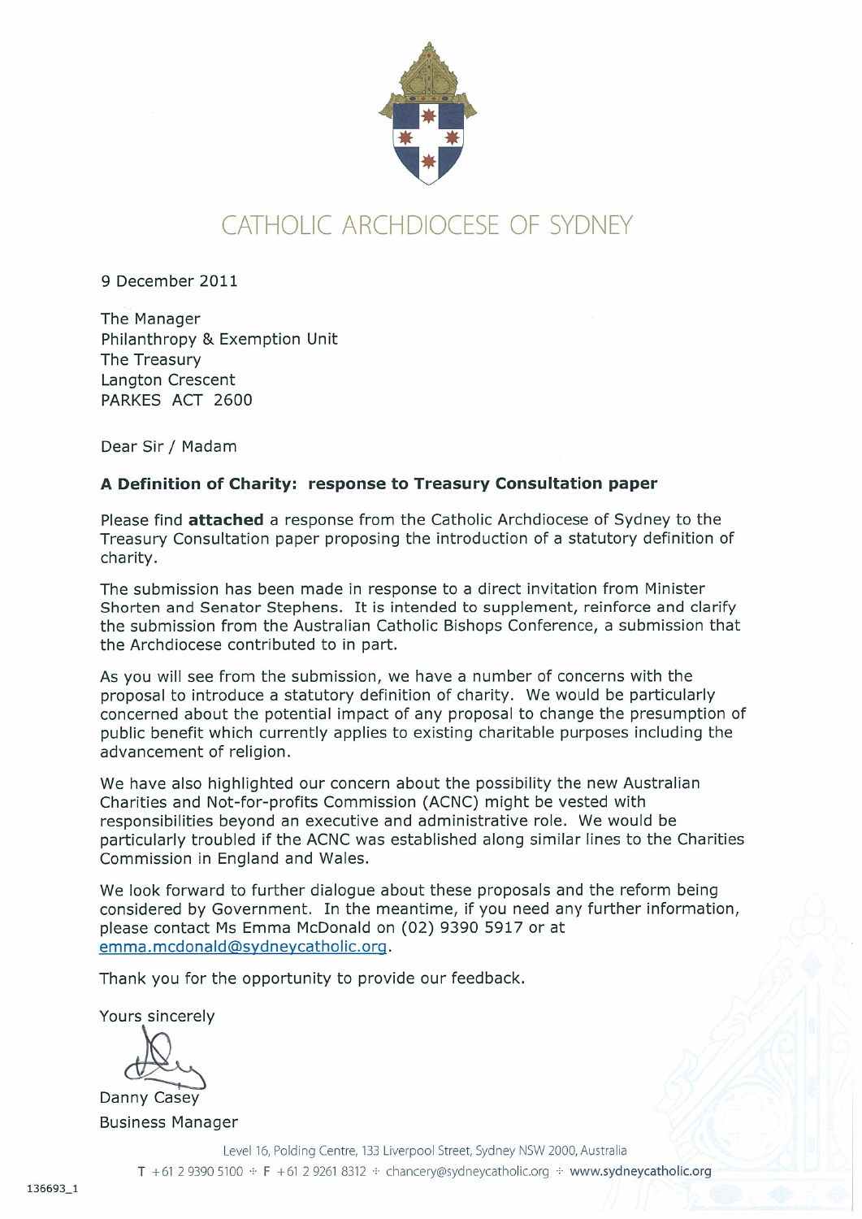# CATHOLIC ARCHDIOCESE OF SYDNEY

9 December 2011

The Manager
Philanthropy & Exemption Unit
The Treasury
Langton Crescent
PARKES ACT 2600

Dear Sir / Madam

**A Definition of Charity: response to Treasury Consultation paper**

Please find **attached** a response from the Catholic Archdiocese of Sydney to the Treasury Consultation paper proposing the introduction of a statutory definition of charity.

The submission has been made in response to a direct invitation from Minister Shorten and Senator Stephens. It is intended to supplement, reinforce and clarify the submission from the Australian Catholic Bishops Conference, a submission that the Archdiocese contributed to in part.

As you will see from the submission, we have a number of concerns with the proposal to introduce a statutory definition of charity. We would be particularly concerned about the potential impact of any proposal to change the presumption of public benefit which currently applies to existing charitable purposes including the advancement of religion.

We have also highlighted our concern about the possibility the new Australian Charities and Not-for-profits Commission (ACNC) might be vested with responsibilities beyond an executive and administrative role. We would be particularly troubled if the ACNC was established along similar lines to the Charities Commission in England and Wales.

We look forward to further dialogue about these proposals and the reform being considered by Government. In the meantime, if you need any further information, please contact Ms Emma McDonald on (02) 9390 5917 or at emma.mcdonald@sydneycatholic.org.

Thank you for the opportunity to provide our feedback.

Yours sincerely

Danny Casey
Business Manager

Level 16, Polding Centre, 133 Liverpool Street, Sydney NSW 2000, Australia
T +61 2 9390 5100 ∻ F +61 2 9261 8312 ∻ chancery@sydneycatholic.org ∻ www.sydneycatholic.org

136693_1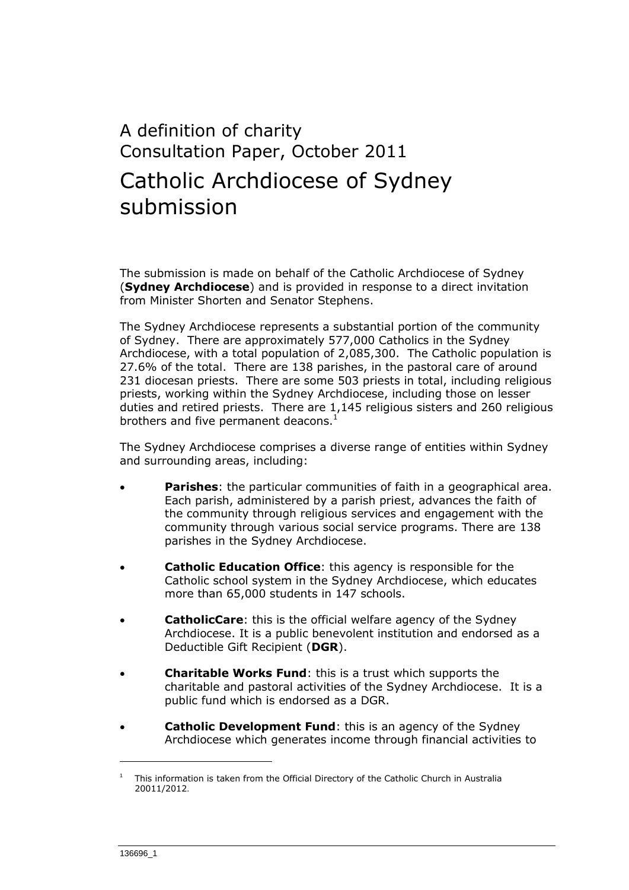# A definition of charity
# Consultation Paper, October 2011

# Catholic Archdiocese of Sydney submission

The submission is made on behalf of the Catholic Archdiocese of Sydney (**Sydney Archdiocese**) and is provided in response to a direct invitation from Minister Shorten and Senator Stephens.

The Sydney Archdiocese represents a substantial portion of the community of Sydney. There are approximately 577,000 Catholics in the Sydney Archdiocese, with a total population of 2,085,300. The Catholic population is 27.6% of the total. There are 138 parishes, in the pastoral care of around 231 diocesan priests. There are some 503 priests in total, including religious priests, working within the Sydney Archdiocese, including those on lesser duties and retired priests. There are 1,145 religious sisters and 260 religious brothers and five permanent deacons.[1]

The Sydney Archdiocese comprises a diverse range of entities within Sydney and surrounding areas, including:

- **Parishes**: the particular communities of faith in a geographical area. Each parish, administered by a parish priest, advances the faith of the community through religious services and engagement with the community through various social service programs. There are 138 parishes in the Sydney Archdiocese.
- **Catholic Education Office**: this agency is responsible for the Catholic school system in the Sydney Archdiocese, which educates more than 65,000 students in 147 schools.
- **CatholicCare**: this is the official welfare agency of the Sydney Archdiocese. It is a public benevolent institution and endorsed as a Deductible Gift Recipient (**DGR**).
- **Charitable Works Fund**: this is a trust which supports the charitable and pastoral activities of the Sydney Archdiocese. It is a public fund which is endorsed as a DGR.
- **Catholic Development Fund**: this is an agency of the Sydney Archdiocese which generates income through financial activities to

[1] This information is taken from the Official Directory of the Catholic Church in Australia 20011/2012.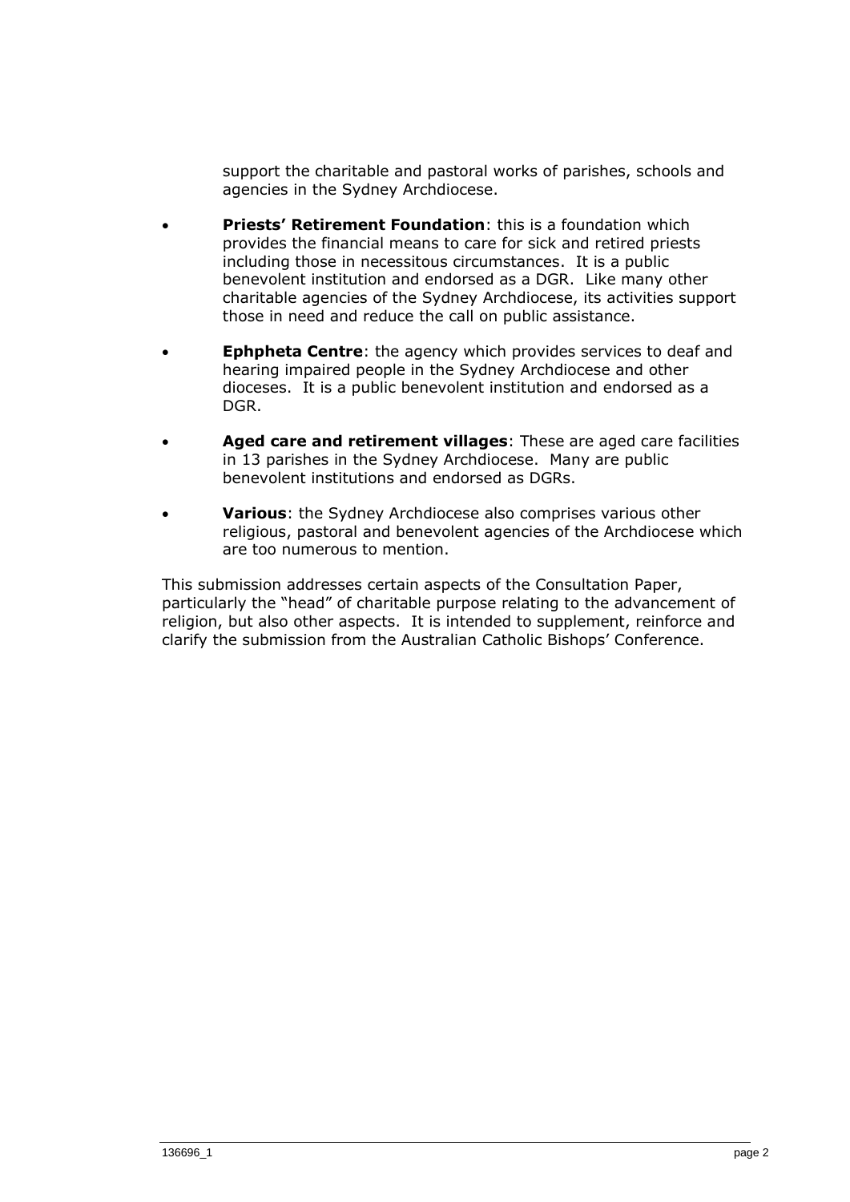support the charitable and pastoral works of parishes, schools and agencies in the Sydney Archdiocese.

- **Priests' Retirement Foundation**: this is a foundation which provides the financial means to care for sick and retired priests including those in necessitous circumstances. It is a public benevolent institution and endorsed as a DGR. Like many other charitable agencies of the Sydney Archdiocese, its activities support those in need and reduce the call on public assistance.
- **Ephpheta Centre**: the agency which provides services to deaf and hearing impaired people in the Sydney Archdiocese and other dioceses. It is a public benevolent institution and endorsed as a DGR.
- **Aged care and retirement villages**: These are aged care facilities in 13 parishes in the Sydney Archdiocese. Many are public benevolent institutions and endorsed as DGRs.
- **Various**: the Sydney Archdiocese also comprises various other religious, pastoral and benevolent agencies of the Archdiocese which are too numerous to mention.

This submission addresses certain aspects of the Consultation Paper, particularly the "head" of charitable purpose relating to the advancement of religion, but also other aspects. It is intended to supplement, reinforce and clarify the submission from the Australian Catholic Bishops' Conference.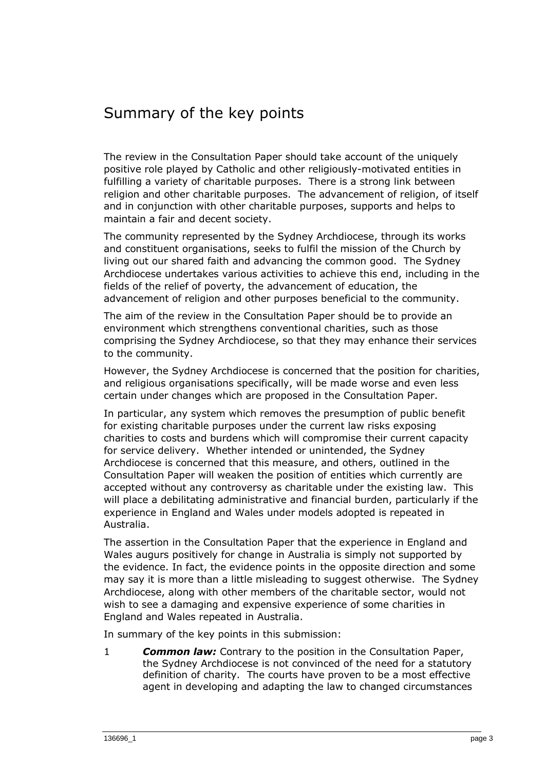# Summary of the key points

The review in the Consultation Paper should take account of the uniquely positive role played by Catholic and other religiously-motivated entities in fulfilling a variety of charitable purposes. There is a strong link between religion and other charitable purposes. The advancement of religion, of itself and in conjunction with other charitable purposes, supports and helps to maintain a fair and decent society.

The community represented by the Sydney Archdiocese, through its works and constituent organisations, seeks to fulfil the mission of the Church by living out our shared faith and advancing the common good. The Sydney Archdiocese undertakes various activities to achieve this end, including in the fields of the relief of poverty, the advancement of education, the advancement of religion and other purposes beneficial to the community.

The aim of the review in the Consultation Paper should be to provide an environment which strengthens conventional charities, such as those comprising the Sydney Archdiocese, so that they may enhance their services to the community.

However, the Sydney Archdiocese is concerned that the position for charities, and religious organisations specifically, will be made worse and even less certain under changes which are proposed in the Consultation Paper.

In particular, any system which removes the presumption of public benefit for existing charitable purposes under the current law risks exposing charities to costs and burdens which will compromise their current capacity for service delivery. Whether intended or unintended, the Sydney Archdiocese is concerned that this measure, and others, outlined in the Consultation Paper will weaken the position of entities which currently are accepted without any controversy as charitable under the existing law. This will place a debilitating administrative and financial burden, particularly if the experience in England and Wales under models adopted is repeated in Australia.

The assertion in the Consultation Paper that the experience in England and Wales augurs positively for change in Australia is simply not supported by the evidence. In fact, the evidence points in the opposite direction and some may say it is more than a little misleading to suggest otherwise. The Sydney Archdiocese, along with other members of the charitable sector, would not wish to see a damaging and expensive experience of some charities in England and Wales repeated in Australia.

In summary of the key points in this submission:

1 ***Common law:*** Contrary to the position in the Consultation Paper, the Sydney Archdiocese is not convinced of the need for a statutory definition of charity. The courts have proven to be a most effective agent in developing and adapting the law to changed circumstances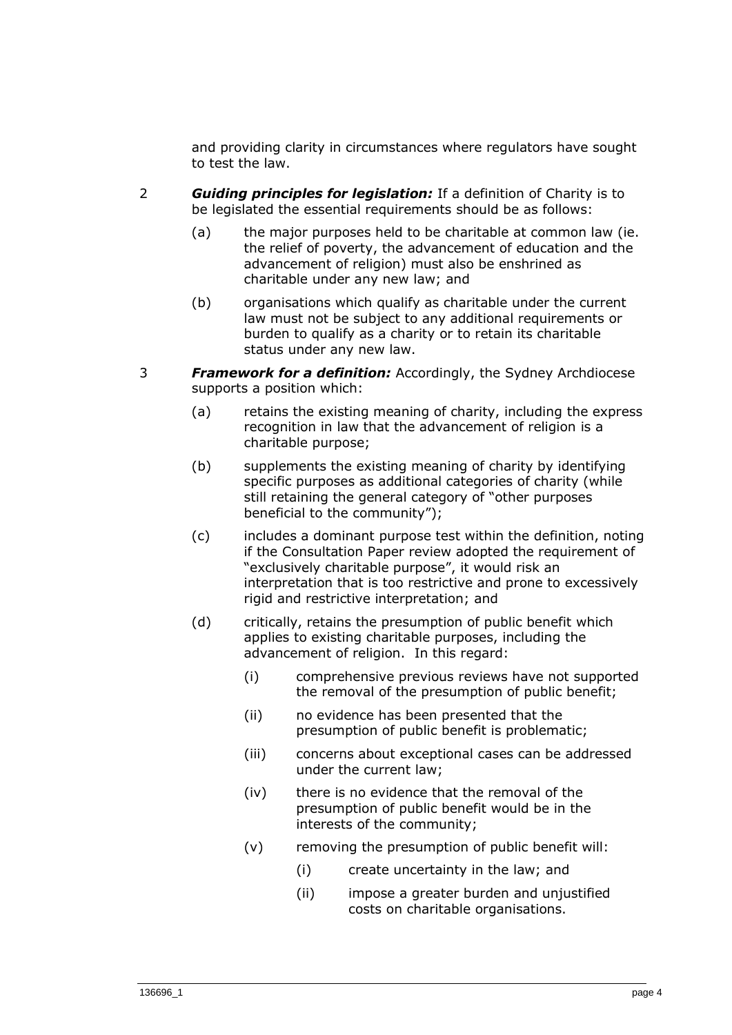and providing clarity in circumstances where regulators have sought to test the law.

2 ***Guiding principles for legislation:*** If a definition of Charity is to be legislated the essential requirements should be as follows:

   (a) the major purposes held to be charitable at common law (ie. the relief of poverty, the advancement of education and the advancement of religion) must also be enshrined as charitable under any new law; and

   (b) organisations which qualify as charitable under the current law must not be subject to any additional requirements or burden to qualify as a charity or to retain its charitable status under any new law.

3 ***Framework for a definition:*** Accordingly, the Sydney Archdiocese supports a position which:

   (a) retains the existing meaning of charity, including the express recognition in law that the advancement of religion is a charitable purpose;

   (b) supplements the existing meaning of charity by identifying specific purposes as additional categories of charity (while still retaining the general category of "other purposes beneficial to the community");

   (c) includes a dominant purpose test within the definition, noting if the Consultation Paper review adopted the requirement of "exclusively charitable purpose", it would risk an interpretation that is too restrictive and prone to excessively rigid and restrictive interpretation; and

   (d) critically, retains the presumption of public benefit which applies to existing charitable purposes, including the advancement of religion. In this regard:

      (i) comprehensive previous reviews have not supported the removal of the presumption of public benefit;

      (ii) no evidence has been presented that the presumption of public benefit is problematic;

      (iii) concerns about exceptional cases can be addressed under the current law;

      (iv) there is no evidence that the removal of the presumption of public benefit would be in the interests of the community;

      (v) removing the presumption of public benefit will:

         (i) create uncertainty in the law; and

         (ii) impose a greater burden and unjustified costs on charitable organisations.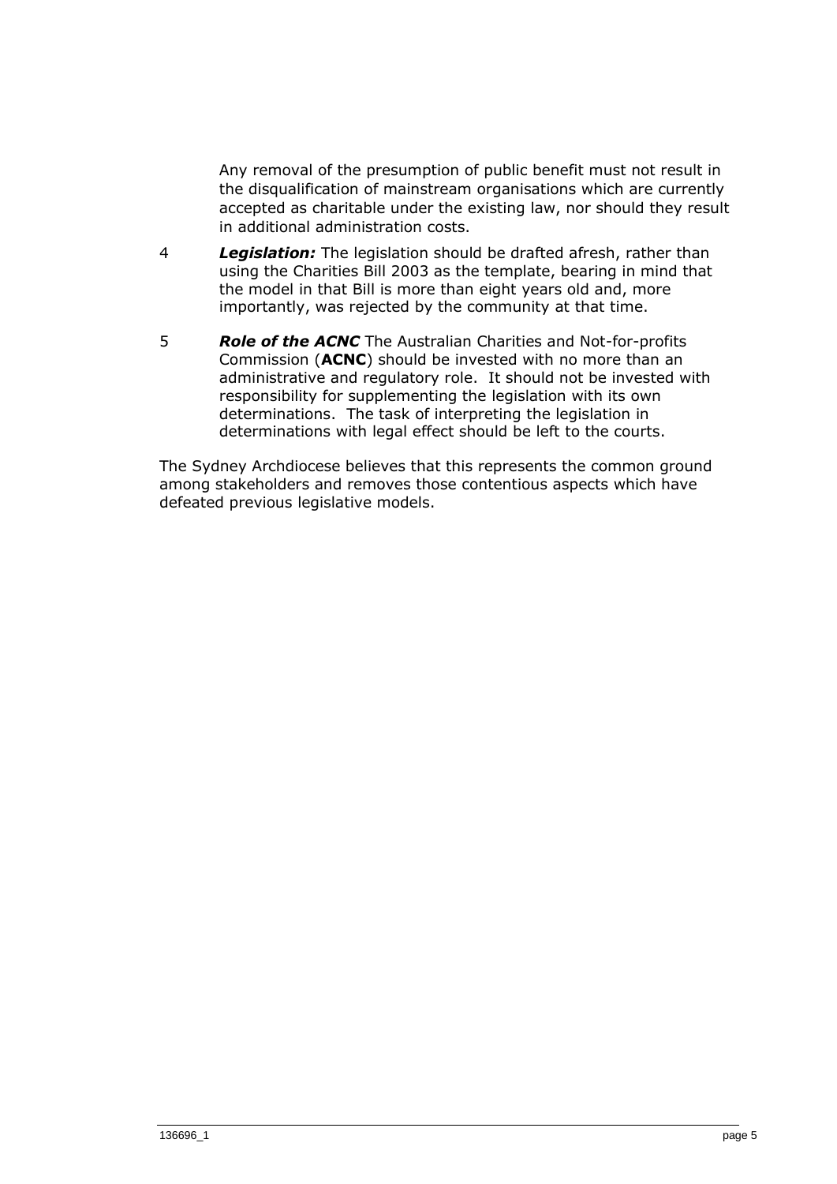Any removal of the presumption of public benefit must not result in the disqualification of mainstream organisations which are currently accepted as charitable under the existing law, nor should they result in additional administration costs.

4 ***Legislation:*** The legislation should be drafted afresh, rather than using the Charities Bill 2003 as the template, bearing in mind that the model in that Bill is more than eight years old and, more importantly, was rejected by the community at that time.

5 ***Role of the ACNC*** The Australian Charities and Not-for-profits Commission (**ACNC**) should be invested with no more than an administrative and regulatory role. It should not be invested with responsibility for supplementing the legislation with its own determinations. The task of interpreting the legislation in determinations with legal effect should be left to the courts.

The Sydney Archdiocese believes that this represents the common ground among stakeholders and removes those contentious aspects which have defeated previous legislative models.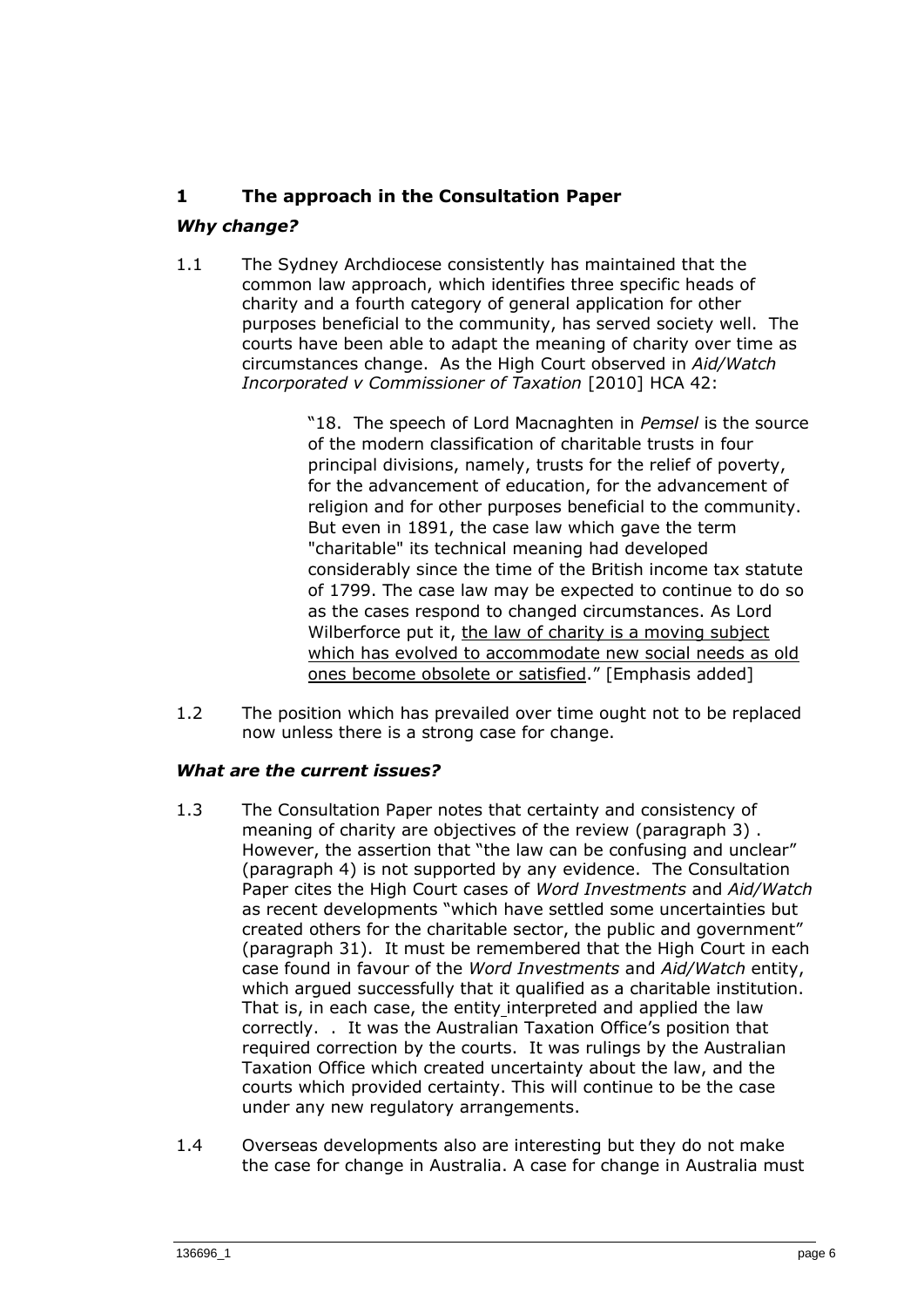## 1 The approach in the Consultation Paper

### *Why change?*

1.1 The Sydney Archdiocese consistently has maintained that the common law approach, which identifies three specific heads of charity and a fourth category of general application for other purposes beneficial to the community, has served society well. The courts have been able to adapt the meaning of charity over time as circumstances change. As the High Court observed in *Aid/Watch Incorporated v Commissioner of Taxation* [2010] HCA 42:

> "18. The speech of Lord Macnaghten in *Pemsel* is the source of the modern classification of charitable trusts in four principal divisions, namely, trusts for the relief of poverty, for the advancement of education, for the advancement of religion and for other purposes beneficial to the community. But even in 1891, the case law which gave the term "charitable" its technical meaning had developed considerably since the time of the British income tax statute of 1799. The case law may be expected to continue to do so as the cases respond to changed circumstances. As Lord Wilberforce put it, <u>the law of charity is a moving subject which has evolved to accommodate new social needs as old ones become obsolete or satisfied</u>." [Emphasis added]

1.2 The position which has prevailed over time ought not to be replaced now unless there is a strong case for change.

### *What are the current issues?*

1.3 The Consultation Paper notes that certainty and consistency of meaning of charity are objectives of the review (paragraph 3) . However, the assertion that "the law can be confusing and unclear" (paragraph 4) is not supported by any evidence. The Consultation Paper cites the High Court cases of *Word Investments* and *Aid/Watch* as recent developments "which have settled some uncertainties but created others for the charitable sector, the public and government" (paragraph 31). It must be remembered that the High Court in each case found in favour of the *Word Investments* and *Aid/Watch* entity, which argued successfully that it qualified as a charitable institution. That is, in each case, the entity interpreted and applied the law correctly. . It was the Australian Taxation Office's position that required correction by the courts. It was rulings by the Australian Taxation Office which created uncertainty about the law, and the courts which provided certainty. This will continue to be the case under any new regulatory arrangements.

1.4 Overseas developments also are interesting but they do not make the case for change in Australia. A case for change in Australia must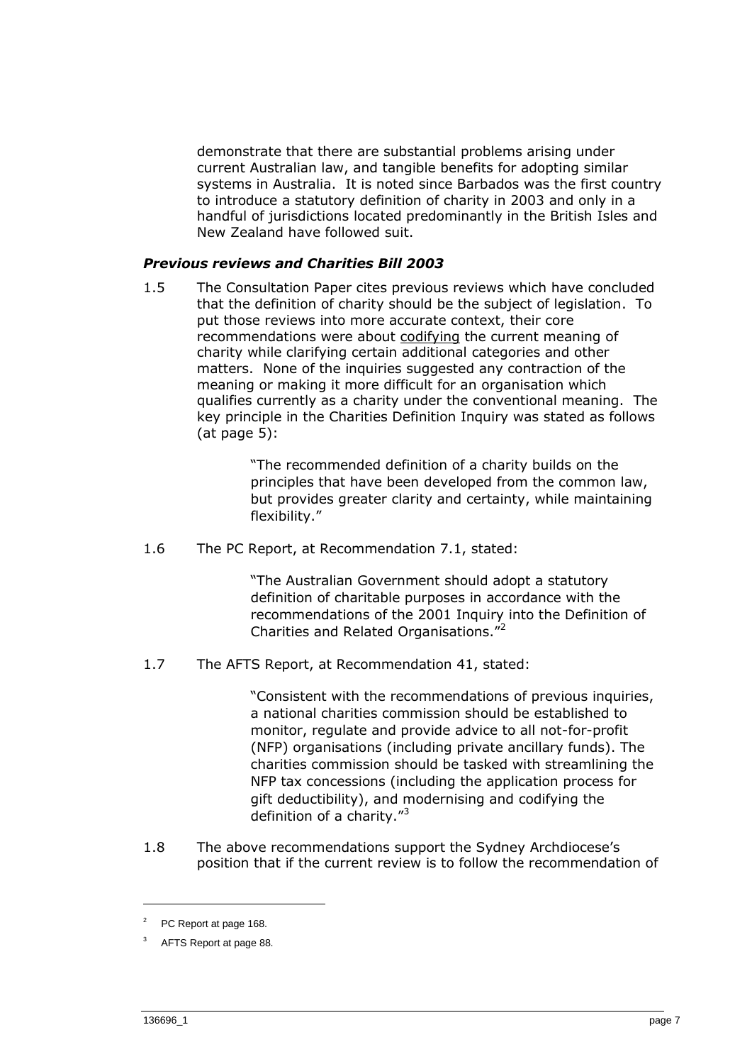demonstrate that there are substantial problems arising under current Australian law, and tangible benefits for adopting similar systems in Australia. It is noted since Barbados was the first country to introduce a statutory definition of charity in 2003 and only in a handful of jurisdictions located predominantly in the British Isles and New Zealand have followed suit.

### *Previous reviews and Charities Bill 2003*

1.5 The Consultation Paper cites previous reviews which have concluded that the definition of charity should be the subject of legislation. To put those reviews into more accurate context, their core recommendations were about codifying the current meaning of charity while clarifying certain additional categories and other matters. None of the inquiries suggested any contraction of the meaning or making it more difficult for an organisation which qualifies currently as a charity under the conventional meaning. The key principle in the Charities Definition Inquiry was stated as follows (at page 5):

> "The recommended definition of a charity builds on the principles that have been developed from the common law, but provides greater clarity and certainty, while maintaining flexibility."

1.6 The PC Report, at Recommendation 7.1, stated:

> "The Australian Government should adopt a statutory definition of charitable purposes in accordance with the recommendations of the 2001 Inquiry into the Definition of Charities and Related Organisations."[2]

1.7 The AFTS Report, at Recommendation 41, stated:

> "Consistent with the recommendations of previous inquiries, a national charities commission should be established to monitor, regulate and provide advice to all not-for-profit (NFP) organisations (including private ancillary funds). The charities commission should be tasked with streamlining the NFP tax concessions (including the application process for gift deductibility), and modernising and codifying the definition of a charity."[3]

1.8 The above recommendations support the Sydney Archdiocese's position that if the current review is to follow the recommendation of

---

[2] PC Report at page 168.

[3] AFTS Report at page 88.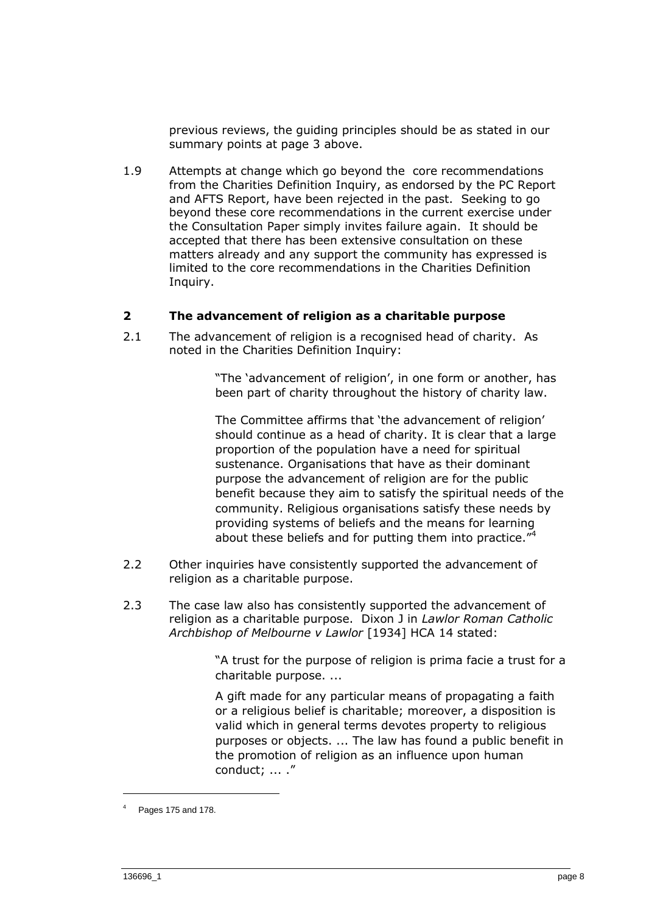previous reviews, the guiding principles should be as stated in our summary points at page 3 above.

1.9 Attempts at change which go beyond the core recommendations from the Charities Definition Inquiry, as endorsed by the PC Report and AFTS Report, have been rejected in the past. Seeking to go beyond these core recommendations in the current exercise under the Consultation Paper simply invites failure again. It should be accepted that there has been extensive consultation on these matters already and any support the community has expressed is limited to the core recommendations in the Charities Definition Inquiry.

## 2 The advancement of religion as a charitable purpose

2.1 The advancement of religion is a recognised head of charity. As noted in the Charities Definition Inquiry:

> "The 'advancement of religion', in one form or another, has been part of charity throughout the history of charity law.
>
> The Committee affirms that 'the advancement of religion' should continue as a head of charity. It is clear that a large proportion of the population have a need for spiritual sustenance. Organisations that have as their dominant purpose the advancement of religion are for the public benefit because they aim to satisfy the spiritual needs of the community. Religious organisations satisfy these needs by providing systems of beliefs and the means for learning about these beliefs and for putting them into practice."[4]

2.2 Other inquiries have consistently supported the advancement of religion as a charitable purpose.

2.3 The case law also has consistently supported the advancement of religion as a charitable purpose. Dixon J in *Lawlor Roman Catholic Archbishop of Melbourne v Lawlor* [1934] HCA 14 stated:

> "A trust for the purpose of religion is prima facie a trust for a charitable purpose. ...
>
> A gift made for any particular means of propagating a faith or a religious belief is charitable; moreover, a disposition is valid which in general terms devotes property to religious purposes or objects. ... The law has found a public benefit in the promotion of religion as an influence upon human conduct; ... ."

---

[4] Pages 175 and 178.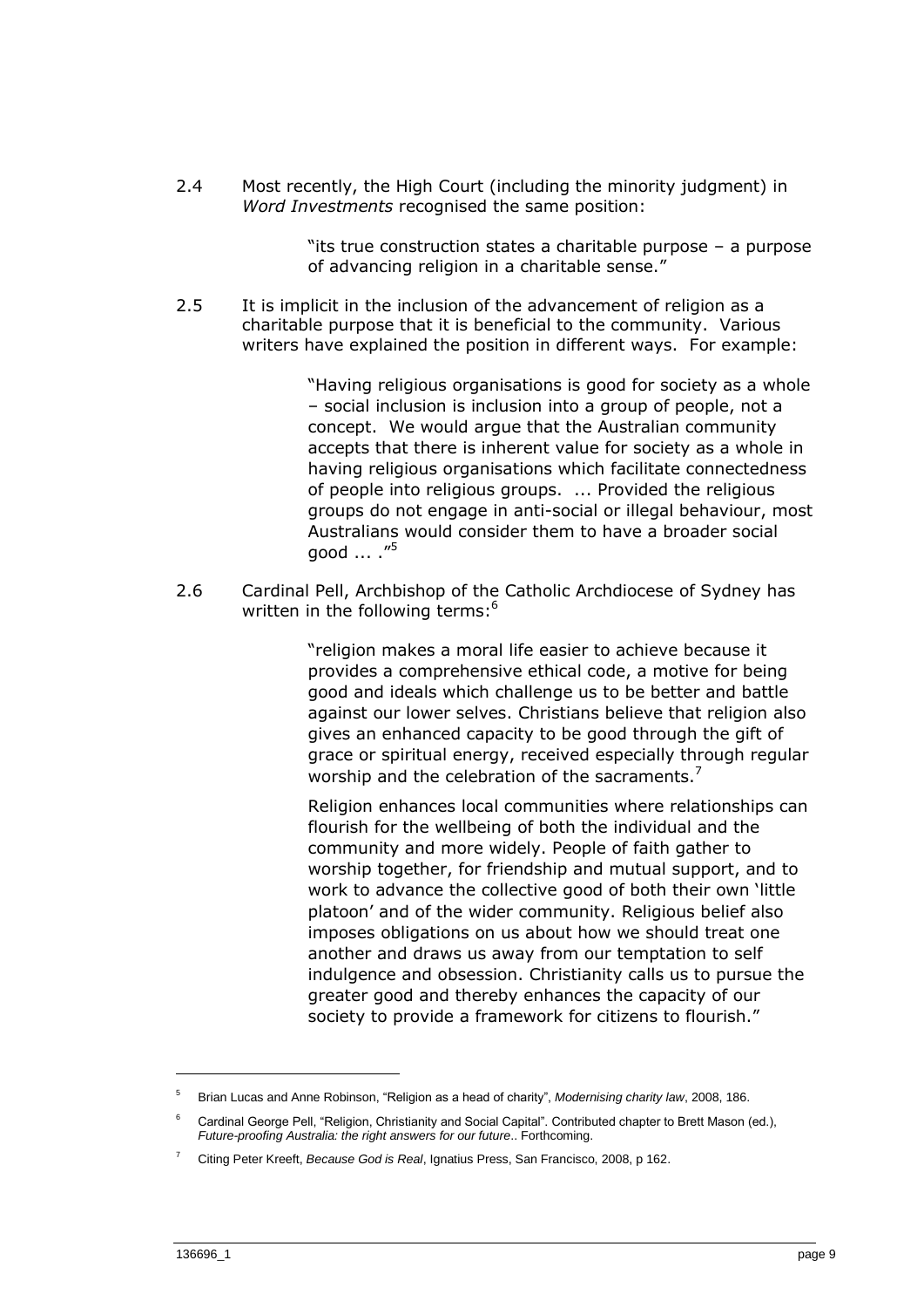2.4 Most recently, the High Court (including the minority judgment) in *Word Investments* recognised the same position:

> "its true construction states a charitable purpose – a purpose of advancing religion in a charitable sense."

2.5 It is implicit in the inclusion of the advancement of religion as a charitable purpose that it is beneficial to the community. Various writers have explained the position in different ways. For example:

> "Having religious organisations is good for society as a whole – social inclusion is inclusion into a group of people, not a concept. We would argue that the Australian community accepts that there is inherent value for society as a whole in having religious organisations which facilitate connectedness of people into religious groups. ... Provided the religious groups do not engage in anti-social or illegal behaviour, most Australians would consider them to have a broader social good ... ."[5]

2.6 Cardinal Pell, Archbishop of the Catholic Archdiocese of Sydney has written in the following terms:[6]

> "religion makes a moral life easier to achieve because it provides a comprehensive ethical code, a motive for being good and ideals which challenge us to be better and battle against our lower selves. Christians believe that religion also gives an enhanced capacity to be good through the gift of grace or spiritual energy, received especially through regular worship and the celebration of the sacraments.[7]
>
> Religion enhances local communities where relationships can flourish for the wellbeing of both the individual and the community and more widely. People of faith gather to worship together, for friendship and mutual support, and to work to advance the collective good of both their own 'little platoon' and of the wider community. Religious belief also imposes obligations on us about how we should treat one another and draws us away from our temptation to self indulgence and obsession. Christianity calls us to pursue the greater good and thereby enhances the capacity of our society to provide a framework for citizens to flourish."

---

[5] Brian Lucas and Anne Robinson, "Religion as a head of charity", *Modernising charity law*, 2008, 186.

[6] Cardinal George Pell, "Religion, Christianity and Social Capital". Contributed chapter to Brett Mason (ed.), *Future-proofing Australia: the right answers for our future*.. Forthcoming.

[7] Citing Peter Kreeft, *Because God is Real*, Ignatius Press, San Francisco, 2008, p 162.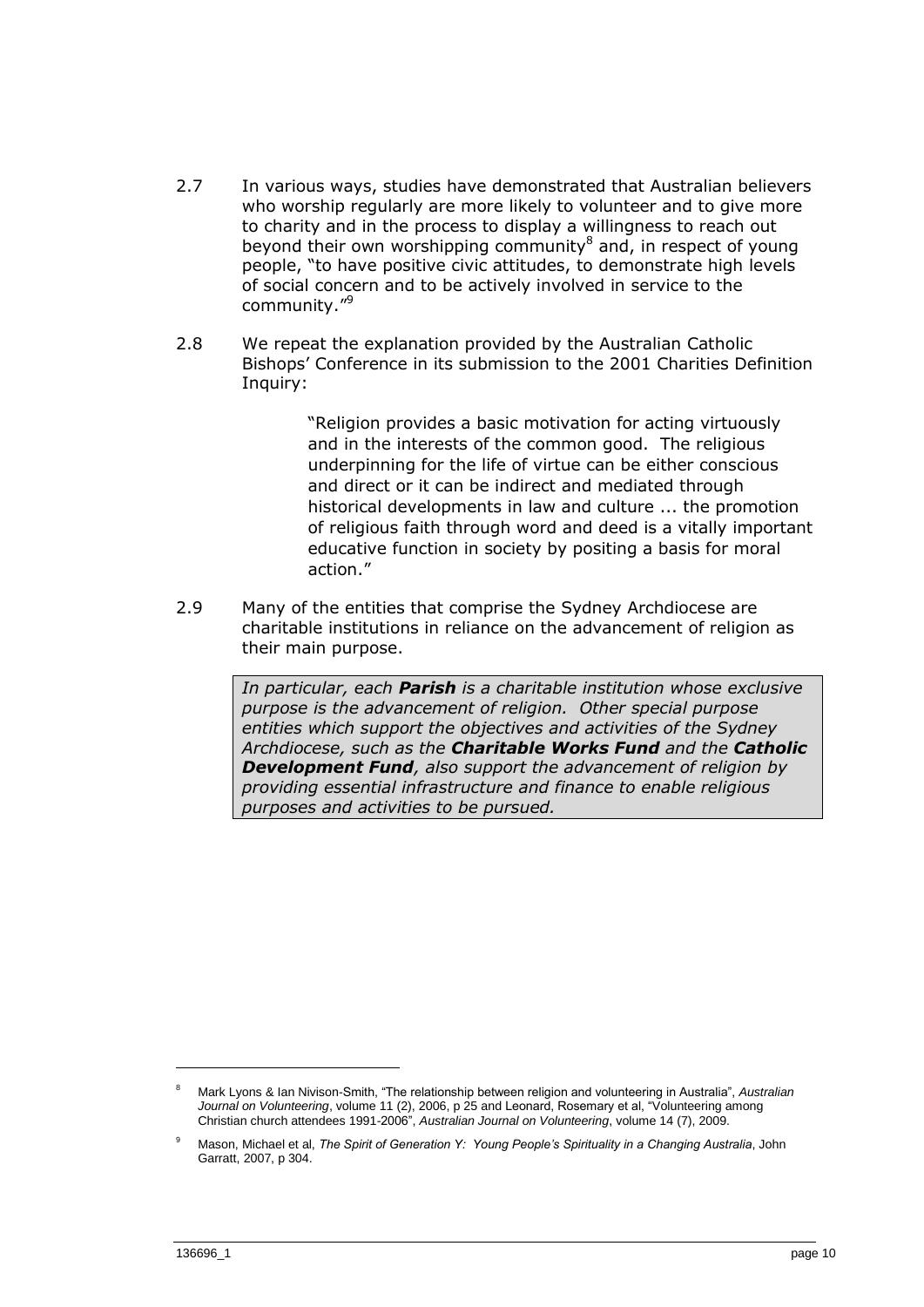2.7 In various ways, studies have demonstrated that Australian believers who worship regularly are more likely to volunteer and to give more to charity and in the process to display a willingness to reach out beyond their own worshipping community[8] and, in respect of young people, "to have positive civic attitudes, to demonstrate high levels of social concern and to be actively involved in service to the community."[9]

2.8 We repeat the explanation provided by the Australian Catholic Bishops' Conference in its submission to the 2001 Charities Definition Inquiry:

> "Religion provides a basic motivation for acting virtuously and in the interests of the common good. The religious underpinning for the life of virtue can be either conscious and direct or it can be indirect and mediated through historical developments in law and culture ... the promotion of religious faith through word and deed is a vitally important educative function in society by positing a basis for moral action."

2.9 Many of the entities that comprise the Sydney Archdiocese are charitable institutions in reliance on the advancement of religion as their main purpose.

> *In particular, each **Parish** is a charitable institution whose exclusive purpose is the advancement of religion. Other special purpose entities which support the objectives and activities of the Sydney Archdiocese, such as the **Charitable Works Fund** and the **Catholic Development Fund**, also support the advancement of religion by providing essential infrastructure and finance to enable religious purposes and activities to be pursued.*

---

[8] Mark Lyons & Ian Nivison-Smith, "The relationship between religion and volunteering in Australia", *Australian Journal on Volunteering*, volume 11 (2), 2006, p 25 and Leonard, Rosemary et al, "Volunteering among Christian church attendees 1991-2006", *Australian Journal on Volunteering*, volume 14 (7), 2009.

[9] Mason, Michael et al, *The Spirit of Generation Y: Young People's Spirituality in a Changing Australia*, John Garratt, 2007, p 304.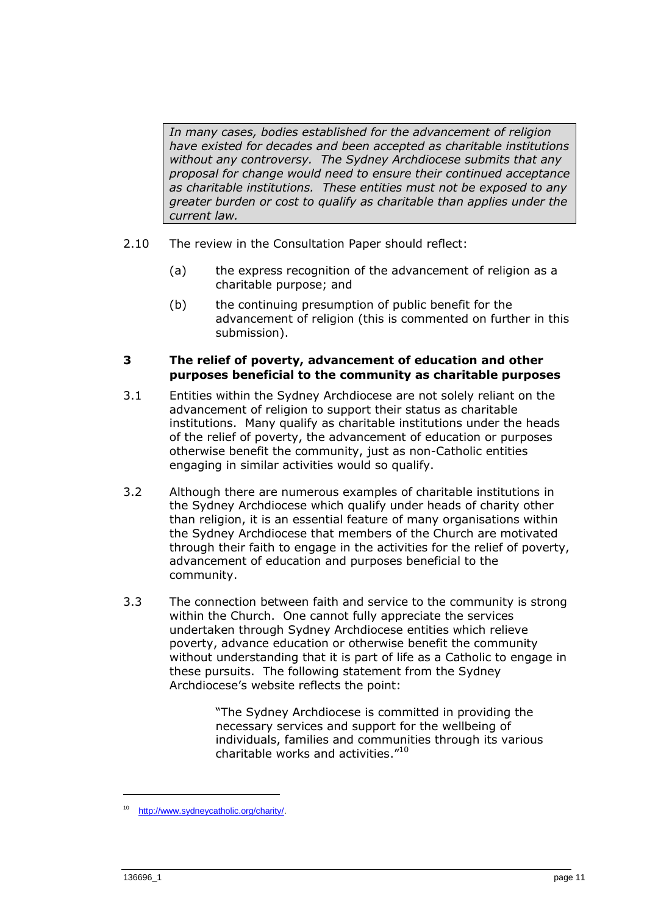> *In many cases, bodies established for the advancement of religion have existed for decades and been accepted as charitable institutions without any controversy. The Sydney Archdiocese submits that any proposal for change would need to ensure their continued acceptance as charitable institutions. These entities must not be exposed to any greater burden or cost to qualify as charitable than applies under the current law.*

2.10 The review in the Consultation Paper should reflect:

(a) the express recognition of the advancement of religion as a charitable purpose; and

(b) the continuing presumption of public benefit for the advancement of religion (this is commented on further in this submission).

## 3 The relief of poverty, advancement of education and other purposes beneficial to the community as charitable purposes

3.1 Entities within the Sydney Archdiocese are not solely reliant on the advancement of religion to support their status as charitable institutions. Many qualify as charitable institutions under the heads of the relief of poverty, the advancement of education or purposes otherwise benefit the community, just as non-Catholic entities engaging in similar activities would so qualify.

3.2 Although there are numerous examples of charitable institutions in the Sydney Archdiocese which qualify under heads of charity other than religion, it is an essential feature of many organisations within the Sydney Archdiocese that members of the Church are motivated through their faith to engage in the activities for the relief of poverty, advancement of education and purposes beneficial to the community.

3.3 The connection between faith and service to the community is strong within the Church. One cannot fully appreciate the services undertaken through Sydney Archdiocese entities which relieve poverty, advance education or otherwise benefit the community without understanding that it is part of life as a Catholic to engage in these pursuits. The following statement from the Sydney Archdiocese's website reflects the point:

> "The Sydney Archdiocese is committed in providing the necessary services and support for the wellbeing of individuals, families and communities through its various charitable works and activities."[10]

---

[10] http://www.sydneycatholic.org/charity/.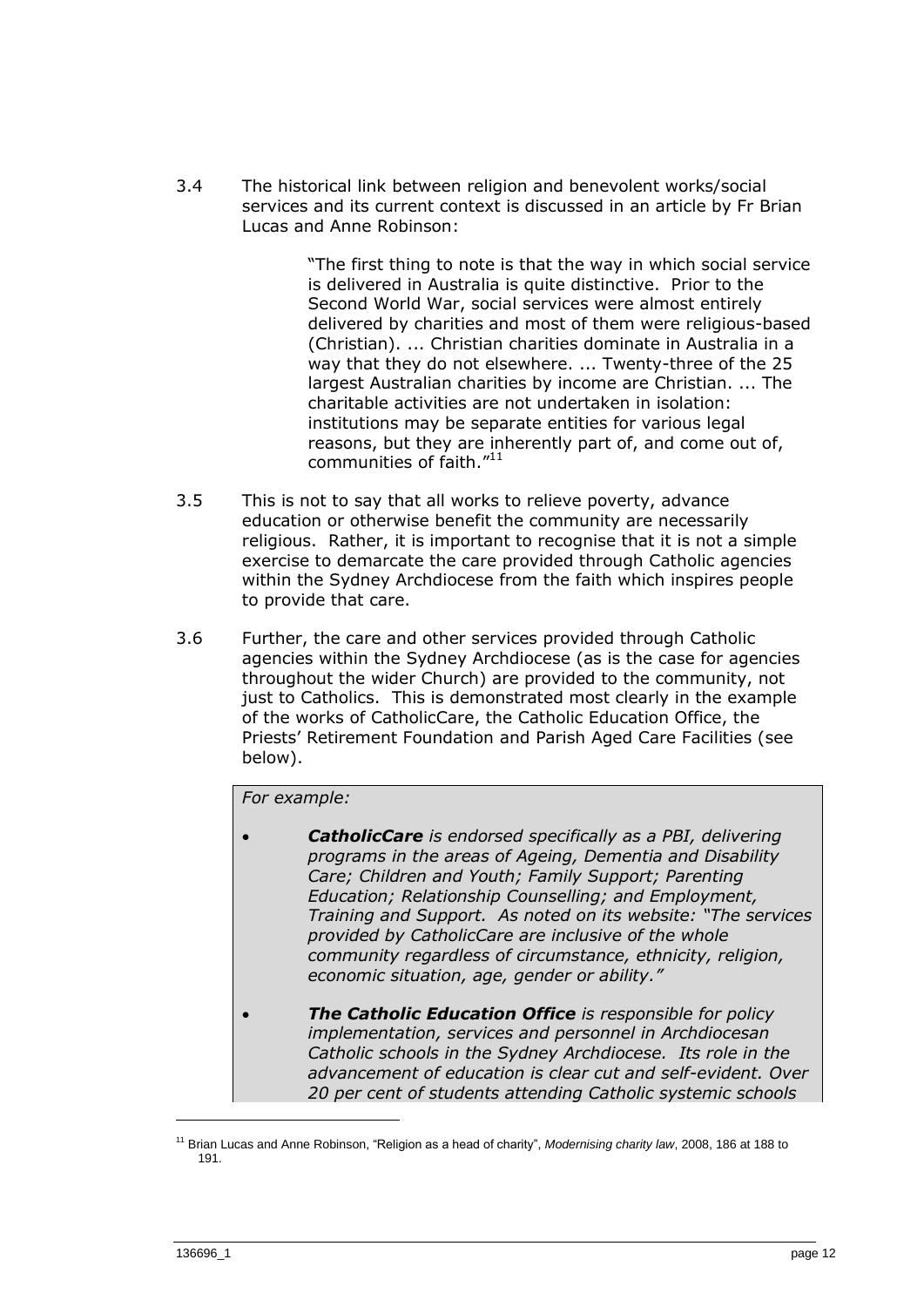3.4 The historical link between religion and benevolent works/social services and its current context is discussed in an article by Fr Brian Lucas and Anne Robinson:

> "The first thing to note is that the way in which social service is delivered in Australia is quite distinctive. Prior to the Second World War, social services were almost entirely delivered by charities and most of them were religious-based (Christian). ... Christian charities dominate in Australia in a way that they do not elsewhere. ... Twenty-three of the 25 largest Australian charities by income are Christian. ... The charitable activities are not undertaken in isolation: institutions may be separate entities for various legal reasons, but they are inherently part of, and come out of, communities of faith."[11]

3.5 This is not to say that all works to relieve poverty, advance education or otherwise benefit the community are necessarily religious. Rather, it is important to recognise that it is not a simple exercise to demarcate the care provided through Catholic agencies within the Sydney Archdiocese from the faith which inspires people to provide that care.

3.6 Further, the care and other services provided through Catholic agencies within the Sydney Archdiocese (as is the case for agencies throughout the wider Church) are provided to the community, not just to Catholics. This is demonstrated most clearly in the example of the works of CatholicCare, the Catholic Education Office, the Priests' Retirement Foundation and Parish Aged Care Facilities (see below).

*For example:*

- ***CatholicCare*** *is endorsed specifically as a PBI, delivering programs in the areas of Ageing, Dementia and Disability Care; Children and Youth; Family Support; Parenting Education; Relationship Counselling; and Employment, Training and Support. As noted on its website: "The services provided by CatholicCare are inclusive of the whole community regardless of circumstance, ethnicity, religion, economic situation, age, gender or ability."*

- ***The Catholic Education Office*** *is responsible for policy implementation, services and personnel in Archdiocesan Catholic schools in the Sydney Archdiocese. Its role in the advancement of education is clear cut and self-evident. Over 20 per cent of students attending Catholic systemic schools*

[11] Brian Lucas and Anne Robinson, "Religion as a head of charity", *Modernising charity law*, 2008, 186 at 188 to 191.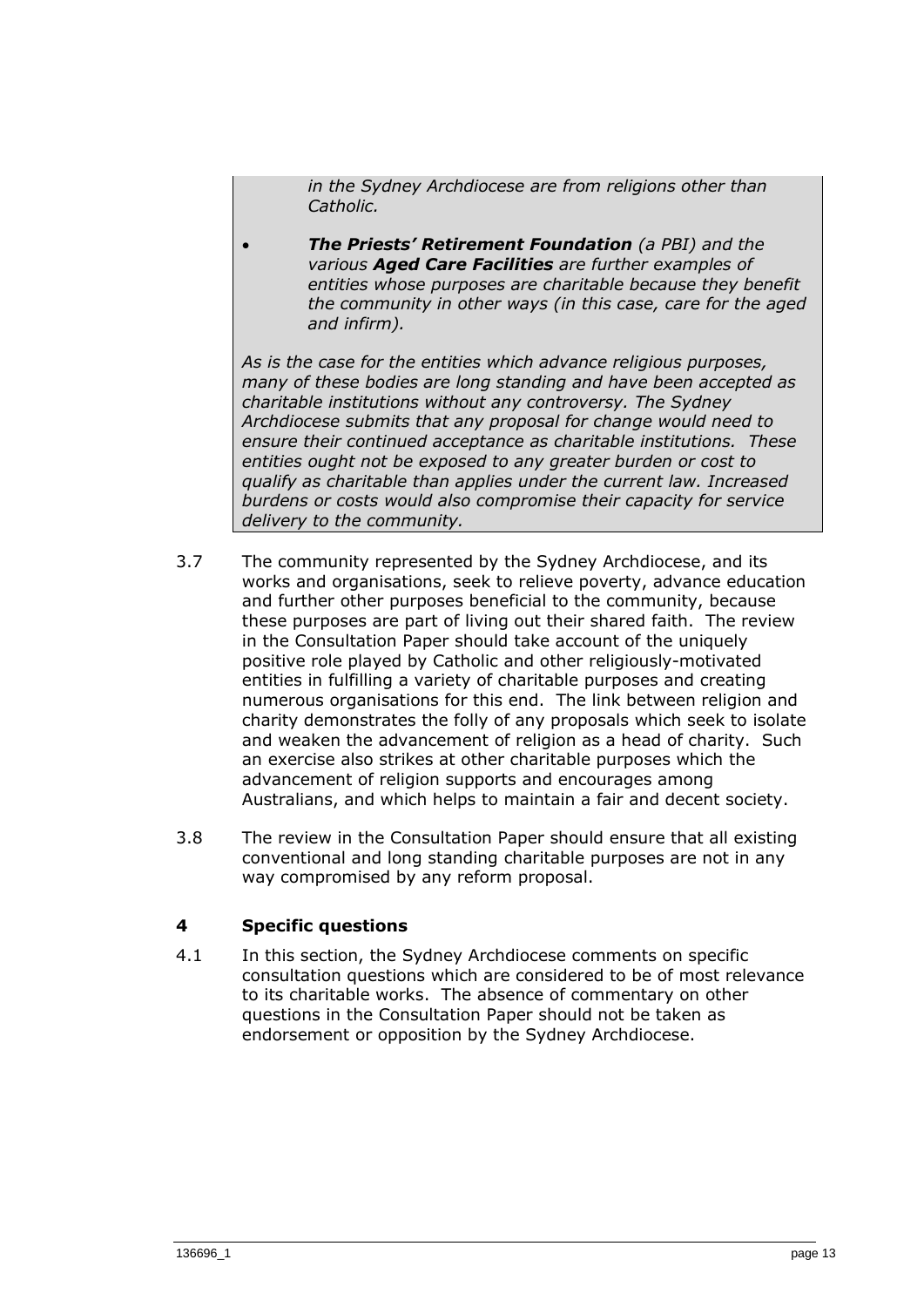*in the Sydney Archdiocese are from religions other than Catholic.*

- ***The Priests' Retirement Foundation*** *(a PBI) and the various* ***Aged Care Facilities*** *are further examples of entities whose purposes are charitable because they benefit the community in other ways (in this case, care for the aged and infirm).*

*As is the case for the entities which advance religious purposes, many of these bodies are long standing and have been accepted as charitable institutions without any controversy. The Sydney Archdiocese submits that any proposal for change would need to ensure their continued acceptance as charitable institutions. These entities ought not be exposed to any greater burden or cost to qualify as charitable than applies under the current law. Increased burdens or costs would also compromise their capacity for service delivery to the community.*

3.7 The community represented by the Sydney Archdiocese, and its works and organisations, seek to relieve poverty, advance education and further other purposes beneficial to the community, because these purposes are part of living out their shared faith. The review in the Consultation Paper should take account of the uniquely positive role played by Catholic and other religiously-motivated entities in fulfilling a variety of charitable purposes and creating numerous organisations for this end. The link between religion and charity demonstrates the folly of any proposals which seek to isolate and weaken the advancement of religion as a head of charity. Such an exercise also strikes at other charitable purposes which the advancement of religion supports and encourages among Australians, and which helps to maintain a fair and decent society.

3.8 The review in the Consultation Paper should ensure that all existing conventional and long standing charitable purposes are not in any way compromised by any reform proposal.

## 4 Specific questions

4.1 In this section, the Sydney Archdiocese comments on specific consultation questions which are considered to be of most relevance to its charitable works. The absence of commentary on other questions in the Consultation Paper should not be taken as endorsement or opposition by the Sydney Archdiocese.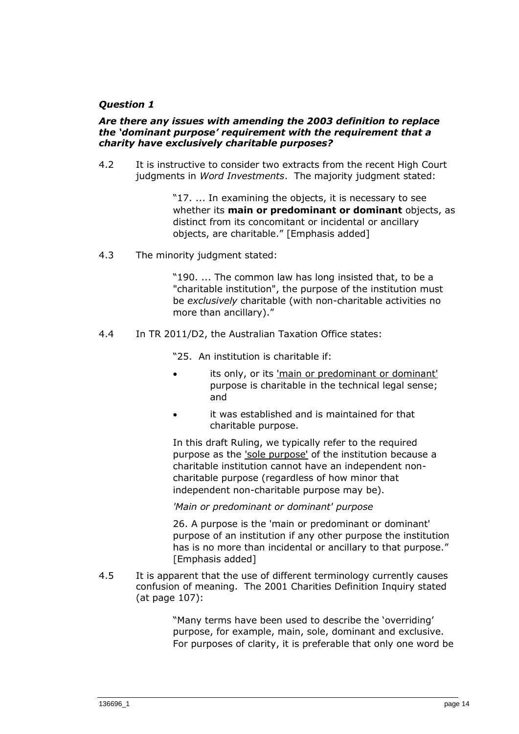*Question 1*

***Are there any issues with amending the 2003 definition to replace the 'dominant purpose' requirement with the requirement that a charity have exclusively charitable purposes?***

4.2 It is instructive to consider two extracts from the recent High Court judgments in *Word Investments*. The majority judgment stated:

> "17. ... In examining the objects, it is necessary to see whether its **main or predominant or dominant** objects, as distinct from its concomitant or incidental or ancillary objects, are charitable." [Emphasis added]

4.3 The minority judgment stated:

> "190. ... The common law has long insisted that, to be a "charitable institution", the purpose of the institution must be *exclusively* charitable (with non-charitable activities no more than ancillary)."

4.4 In TR 2011/D2, the Australian Taxation Office states:

> "25. An institution is charitable if:
>
> - its only, or its 'main or predominant or dominant' purpose is charitable in the technical legal sense; and
> - it was established and is maintained for that charitable purpose.
>
> In this draft Ruling, we typically refer to the required purpose as the 'sole purpose' of the institution because a charitable institution cannot have an independent non-charitable purpose (regardless of how minor that independent non-charitable purpose may be).
>
> *'Main or predominant or dominant' purpose*
>
> 26. A purpose is the 'main or predominant or dominant' purpose of an institution if any other purpose the institution has is no more than incidental or ancillary to that purpose." [Emphasis added]

4.5 It is apparent that the use of different terminology currently causes confusion of meaning. The 2001 Charities Definition Inquiry stated (at page 107):

> "Many terms have been used to describe the 'overriding' purpose, for example, main, sole, dominant and exclusive. For purposes of clarity, it is preferable that only one word be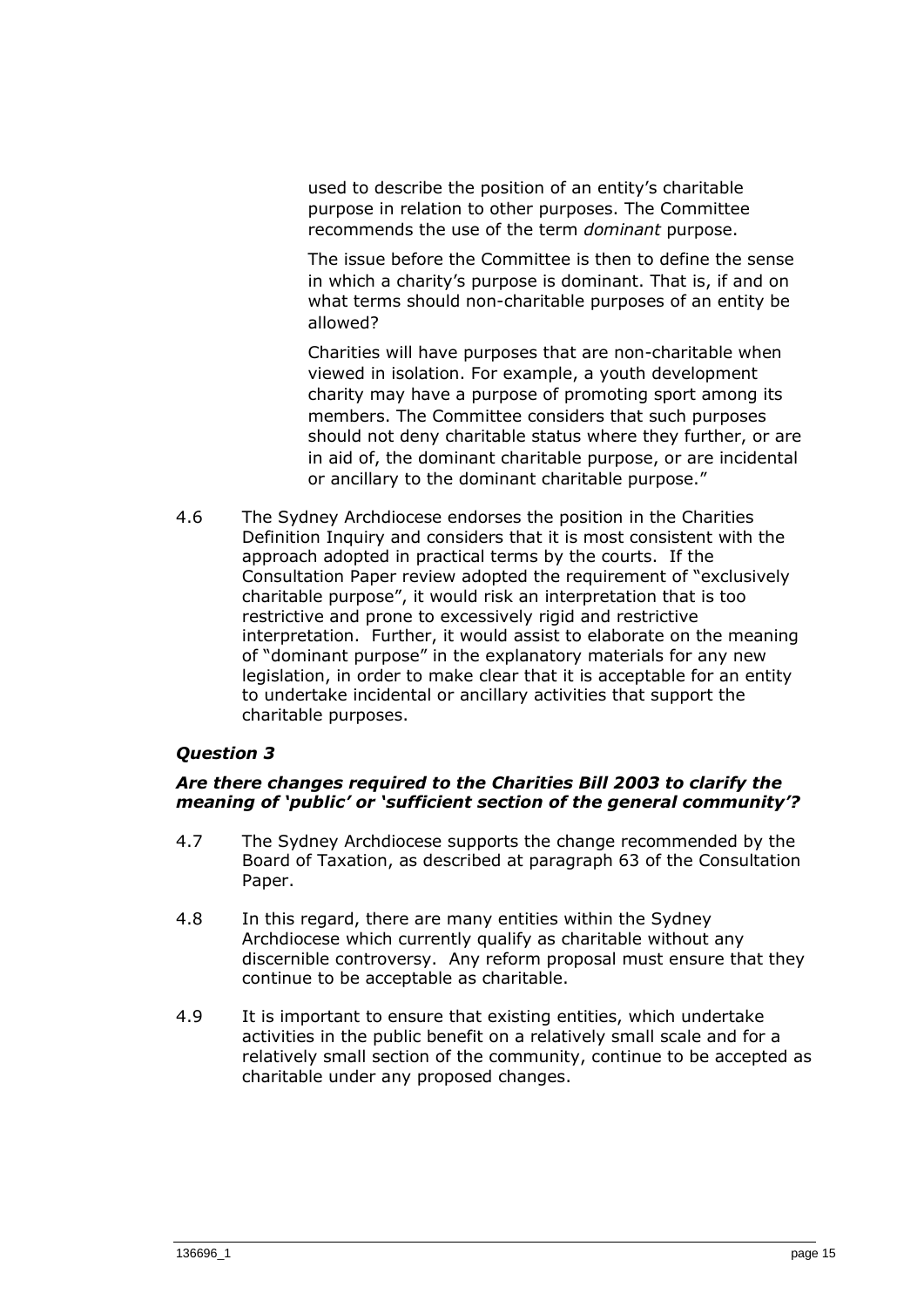used to describe the position of an entity's charitable purpose in relation to other purposes. The Committee recommends the use of the term *dominant* purpose.

The issue before the Committee is then to define the sense in which a charity's purpose is dominant. That is, if and on what terms should non-charitable purposes of an entity be allowed?

Charities will have purposes that are non-charitable when viewed in isolation. For example, a youth development charity may have a purpose of promoting sport among its members. The Committee considers that such purposes should not deny charitable status where they further, or are in aid of, the dominant charitable purpose, or are incidental or ancillary to the dominant charitable purpose."

4.6 The Sydney Archdiocese endorses the position in the Charities Definition Inquiry and considers that it is most consistent with the approach adopted in practical terms by the courts. If the Consultation Paper review adopted the requirement of "exclusively charitable purpose", it would risk an interpretation that is too restrictive and prone to excessively rigid and restrictive interpretation. Further, it would assist to elaborate on the meaning of "dominant purpose" in the explanatory materials for any new legislation, in order to make clear that it is acceptable for an entity to undertake incidental or ancillary activities that support the charitable purposes.

### *Question 3*

***Are there changes required to the Charities Bill 2003 to clarify the meaning of 'public' or 'sufficient section of the general community'?***

4.7 The Sydney Archdiocese supports the change recommended by the Board of Taxation, as described at paragraph 63 of the Consultation Paper.

4.8 In this regard, there are many entities within the Sydney Archdiocese which currently qualify as charitable without any discernible controversy. Any reform proposal must ensure that they continue to be acceptable as charitable.

4.9 It is important to ensure that existing entities, which undertake activities in the public benefit on a relatively small scale and for a relatively small section of the community, continue to be accepted as charitable under any proposed changes.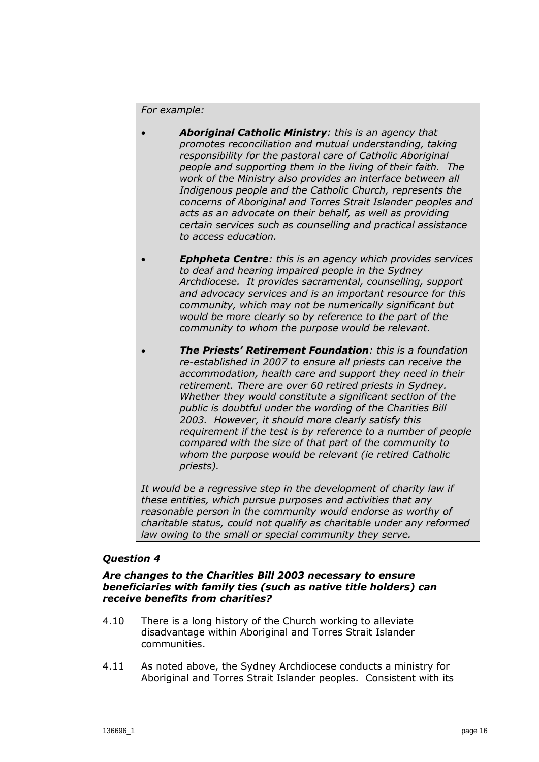*For example:*

- ***Aboriginal Catholic Ministry**: this is an agency that promotes reconciliation and mutual understanding, taking responsibility for the pastoral care of Catholic Aboriginal people and supporting them in the living of their faith. The work of the Ministry also provides an interface between all Indigenous people and the Catholic Church, represents the concerns of Aboriginal and Torres Strait Islander peoples and acts as an advocate on their behalf, as well as providing certain services such as counselling and practical assistance to access education.*

- ***Ephpheta Centre**: this is an agency which provides services to deaf and hearing impaired people in the Sydney Archdiocese. It provides sacramental, counselling, support and advocacy services and is an important resource for this community, which may not be numerically significant but would be more clearly so by reference to the part of the community to whom the purpose would be relevant.*

- ***The Priests' Retirement Foundation**: this is a foundation re-established in 2007 to ensure all priests can receive the accommodation, health care and support they need in their retirement. There are over 60 retired priests in Sydney. Whether they would constitute a significant section of the public is doubtful under the wording of the Charities Bill 2003. However, it should more clearly satisfy this requirement if the test is by reference to a number of people compared with the size of that part of the community to whom the purpose would be relevant (ie retired Catholic priests).*

*It would be a regressive step in the development of charity law if these entities, which pursue purposes and activities that any reasonable person in the community would endorse as worthy of charitable status, could not qualify as charitable under any reformed law owing to the small or special community they serve.*

### *Question 4*

***Are changes to the Charities Bill 2003 necessary to ensure beneficiaries with family ties (such as native title holders) can receive benefits from charities?***

4.10 There is a long history of the Church working to alleviate disadvantage within Aboriginal and Torres Strait Islander communities.

4.11 As noted above, the Sydney Archdiocese conducts a ministry for Aboriginal and Torres Strait Islander peoples. Consistent with its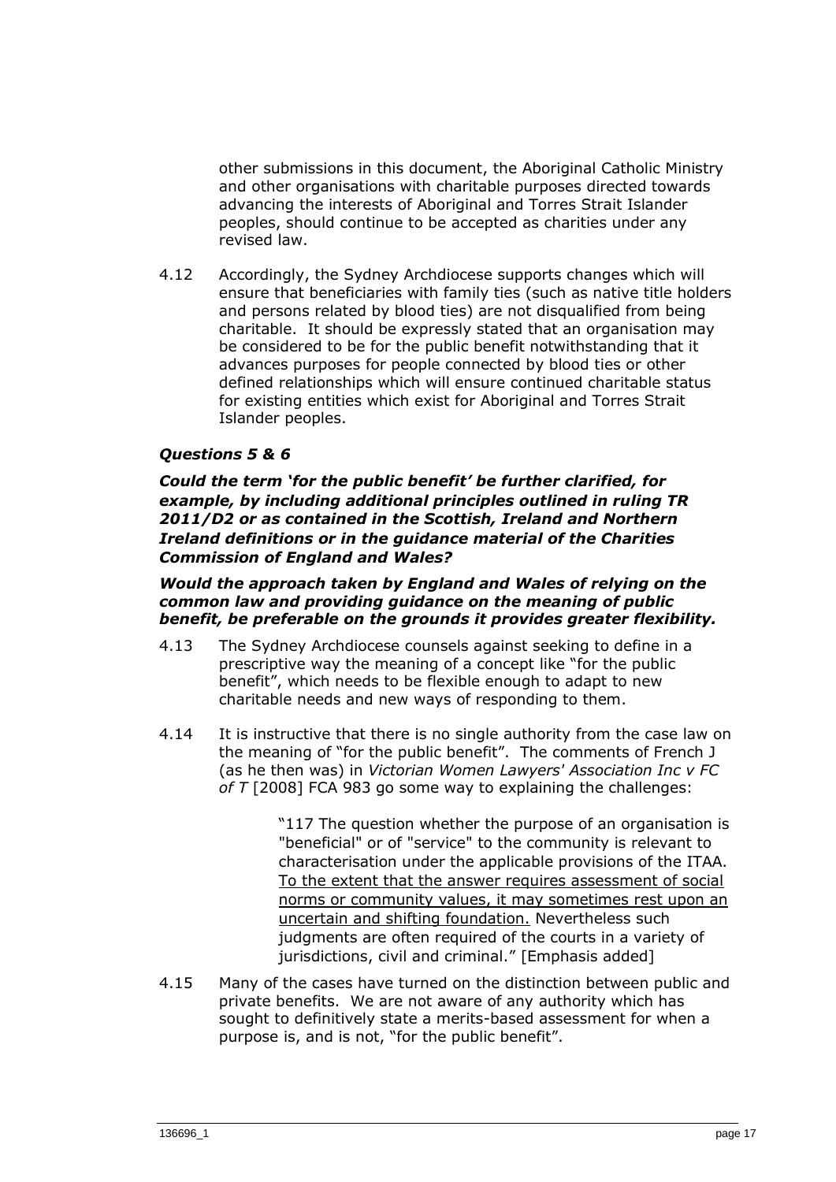other submissions in this document, the Aboriginal Catholic Ministry and other organisations with charitable purposes directed towards advancing the interests of Aboriginal and Torres Strait Islander peoples, should continue to be accepted as charities under any revised law.

4.12 Accordingly, the Sydney Archdiocese supports changes which will ensure that beneficiaries with family ties (such as native title holders and persons related by blood ties) are not disqualified from being charitable. It should be expressly stated that an organisation may be considered to be for the public benefit notwithstanding that it advances purposes for people connected by blood ties or other defined relationships which will ensure continued charitable status for existing entities which exist for Aboriginal and Torres Strait Islander peoples.

### *Questions 5 & 6*

***Could the term 'for the public benefit' be further clarified, for example, by including additional principles outlined in ruling TR 2011/D2 or as contained in the Scottish, Ireland and Northern Ireland definitions or in the guidance material of the Charities Commission of England and Wales?***

***Would the approach taken by England and Wales of relying on the common law and providing guidance on the meaning of public benefit, be preferable on the grounds it provides greater flexibility.***

4.13 The Sydney Archdiocese counsels against seeking to define in a prescriptive way the meaning of a concept like "for the public benefit", which needs to be flexible enough to adapt to new charitable needs and new ways of responding to them.

4.14 It is instructive that there is no single authority from the case law on the meaning of "for the public benefit". The comments of French J (as he then was) in *Victorian Women Lawyers' Association Inc v FC of T* [2008] FCA 983 go some way to explaining the challenges:

> "117 The question whether the purpose of an organisation is "beneficial" or of "service" to the community is relevant to characterisation under the applicable provisions of the ITAA. <u>To the extent that the answer requires assessment of social norms or community values, it may sometimes rest upon an uncertain and shifting foundation.</u> Nevertheless such judgments are often required of the courts in a variety of jurisdictions, civil and criminal." [Emphasis added]

4.15 Many of the cases have turned on the distinction between public and private benefits. We are not aware of any authority which has sought to definitively state a merits-based assessment for when a purpose is, and is not, "for the public benefit".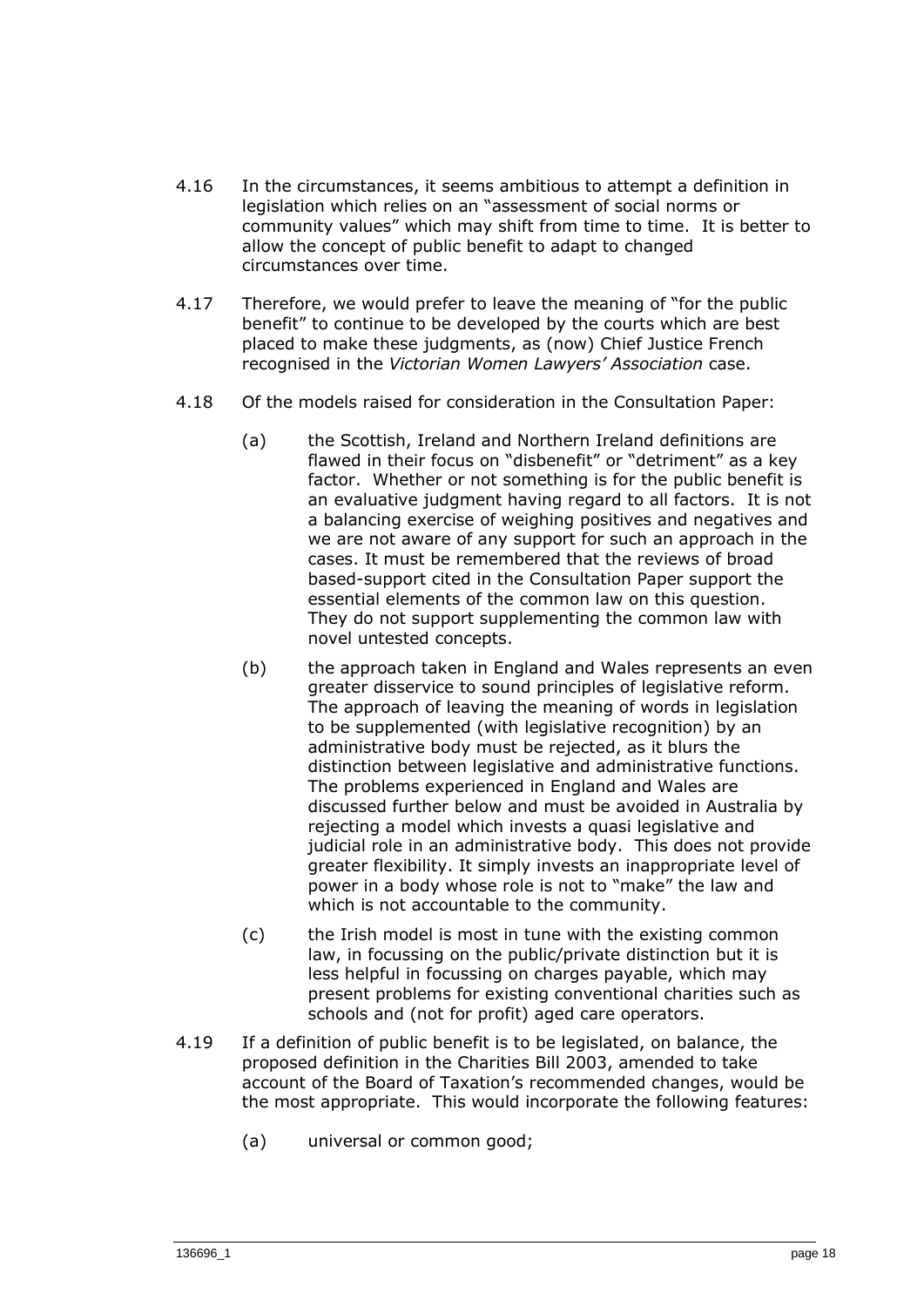4.16 In the circumstances, it seems ambitious to attempt a definition in legislation which relies on an "assessment of social norms or community values" which may shift from time to time. It is better to allow the concept of public benefit to adapt to changed circumstances over time.

4.17 Therefore, we would prefer to leave the meaning of "for the public benefit" to continue to be developed by the courts which are best placed to make these judgments, as (now) Chief Justice French recognised in the *Victorian Women Lawyers' Association* case.

4.18 Of the models raised for consideration in the Consultation Paper:

- (a) the Scottish, Ireland and Northern Ireland definitions are flawed in their focus on "disbenefit" or "detriment" as a key factor. Whether or not something is for the public benefit is an evaluative judgment having regard to all factors. It is not a balancing exercise of weighing positives and negatives and we are not aware of any support for such an approach in the cases. It must be remembered that the reviews of broad based-support cited in the Consultation Paper support the essential elements of the common law on this question. They do not support supplementing the common law with novel untested concepts.

- (b) the approach taken in England and Wales represents an even greater disservice to sound principles of legislative reform. The approach of leaving the meaning of words in legislation to be supplemented (with legislative recognition) by an administrative body must be rejected, as it blurs the distinction between legislative and administrative functions. The problems experienced in England and Wales are discussed further below and must be avoided in Australia by rejecting a model which invests a quasi legislative and judicial role in an administrative body. This does not provide greater flexibility. It simply invests an inappropriate level of power in a body whose role is not to "make" the law and which is not accountable to the community.

- (c) the Irish model is most in tune with the existing common law, in focussing on the public/private distinction but it is less helpful in focussing on charges payable, which may present problems for existing conventional charities such as schools and (not for profit) aged care operators.

4.19 If a definition of public benefit is to be legislated, on balance, the proposed definition in the Charities Bill 2003, amended to take account of the Board of Taxation's recommended changes, would be the most appropriate. This would incorporate the following features:

- (a) universal or common good;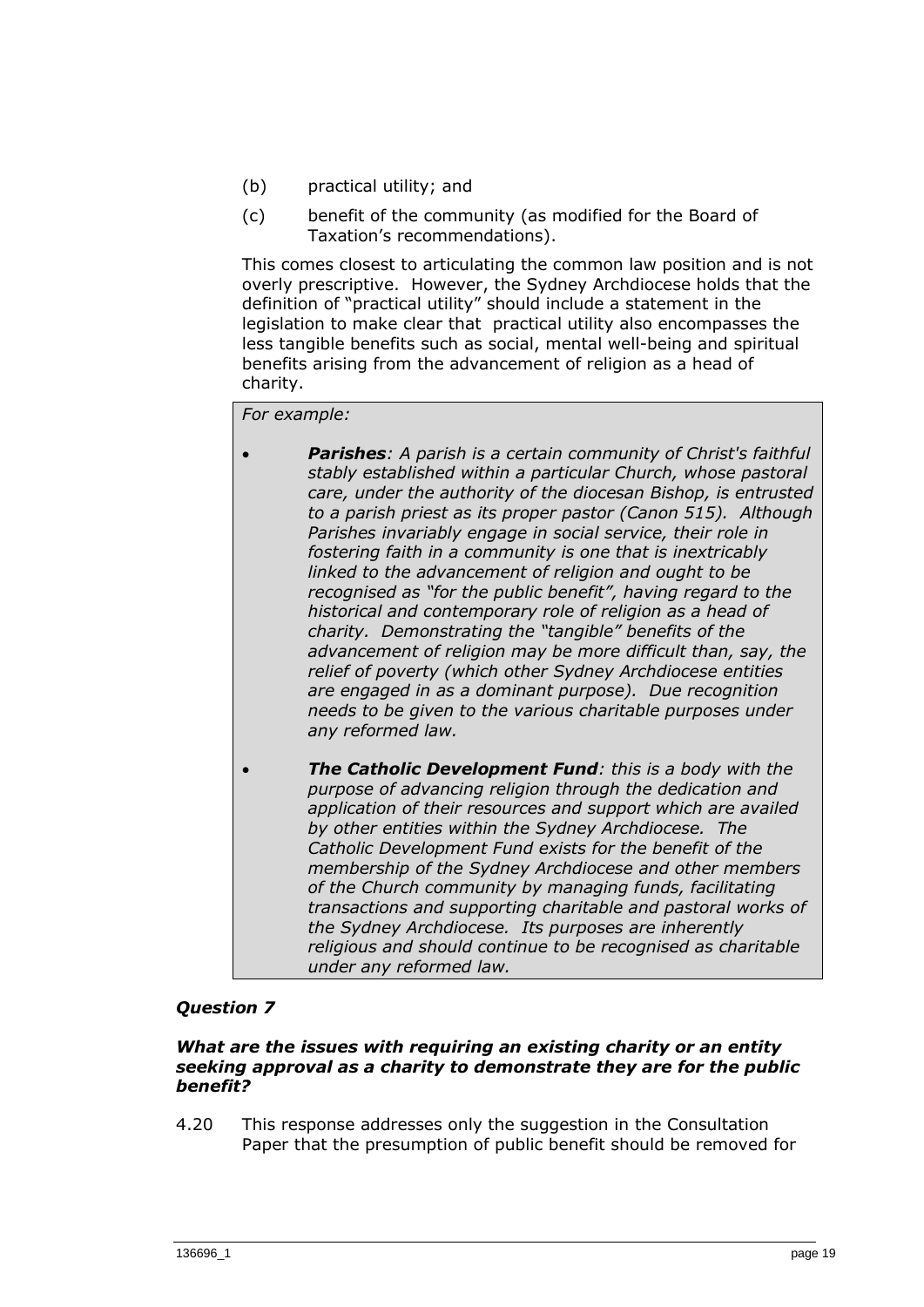(b) practical utility; and

(c) benefit of the community (as modified for the Board of Taxation's recommendations).

This comes closest to articulating the common law position and is not overly prescriptive. However, the Sydney Archdiocese holds that the definition of "practical utility" should include a statement in the legislation to make clear that practical utility also encompasses the less tangible benefits such as social, mental well-being and spiritual benefits arising from the advancement of religion as a head of charity.

> *For example:*
>
> - ***Parishes**: A parish is a certain community of Christ's faithful stably established within a particular Church, whose pastoral care, under the authority of the diocesan Bishop, is entrusted to a parish priest as its proper pastor (Canon 515). Although Parishes invariably engage in social service, their role in fostering faith in a community is one that is inextricably linked to the advancement of religion and ought to be recognised as "for the public benefit", having regard to the historical and contemporary role of religion as a head of charity. Demonstrating the "tangible" benefits of the advancement of religion may be more difficult than, say, the relief of poverty (which other Sydney Archdiocese entities are engaged in as a dominant purpose). Due recognition needs to be given to the various charitable purposes under any reformed law.*
>
> - ***The Catholic Development Fund**: this is a body with the purpose of advancing religion through the dedication and application of their resources and support which are availed by other entities within the Sydney Archdiocese. The Catholic Development Fund exists for the benefit of the membership of the Sydney Archdiocese and other members of the Church community by managing funds, facilitating transactions and supporting charitable and pastoral works of the Sydney Archdiocese. Its purposes are inherently religious and should continue to be recognised as charitable under any reformed law.*

### *Question 7*

***What are the issues with requiring an existing charity or an entity seeking approval as a charity to demonstrate they are for the public benefit?***

4.20 This response addresses only the suggestion in the Consultation Paper that the presumption of public benefit should be removed for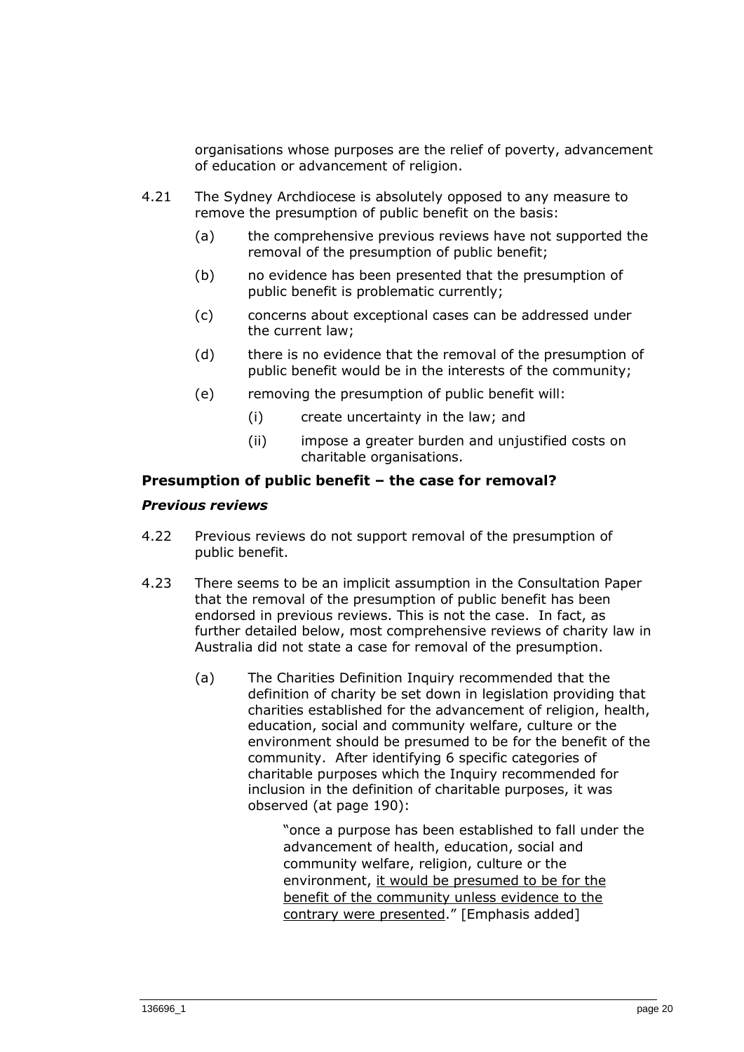organisations whose purposes are the relief of poverty, advancement of education or advancement of religion.

4.21 The Sydney Archdiocese is absolutely opposed to any measure to remove the presumption of public benefit on the basis:

(a) the comprehensive previous reviews have not supported the removal of the presumption of public benefit;

(b) no evidence has been presented that the presumption of public benefit is problematic currently;

(c) concerns about exceptional cases can be addressed under the current law;

(d) there is no evidence that the removal of the presumption of public benefit would be in the interests of the community;

(e) removing the presumption of public benefit will:

(i) create uncertainty in the law; and

(ii) impose a greater burden and unjustified costs on charitable organisations.

### Presumption of public benefit – the case for removal?

#### *Previous reviews*

4.22 Previous reviews do not support removal of the presumption of public benefit.

4.23 There seems to be an implicit assumption in the Consultation Paper that the removal of the presumption of public benefit has been endorsed in previous reviews. This is not the case. In fact, as further detailed below, most comprehensive reviews of charity law in Australia did not state a case for removal of the presumption.

(a) The Charities Definition Inquiry recommended that the definition of charity be set down in legislation providing that charities established for the advancement of religion, health, education, social and community welfare, culture or the environment should be presumed to be for the benefit of the community. After identifying 6 specific categories of charitable purposes which the Inquiry recommended for inclusion in the definition of charitable purposes, it was observed (at page 190):

> "once a purpose has been established to fall under the advancement of health, education, social and community welfare, religion, culture or the environment, it would be presumed to be for the benefit of the community unless evidence to the contrary were presented." [Emphasis added]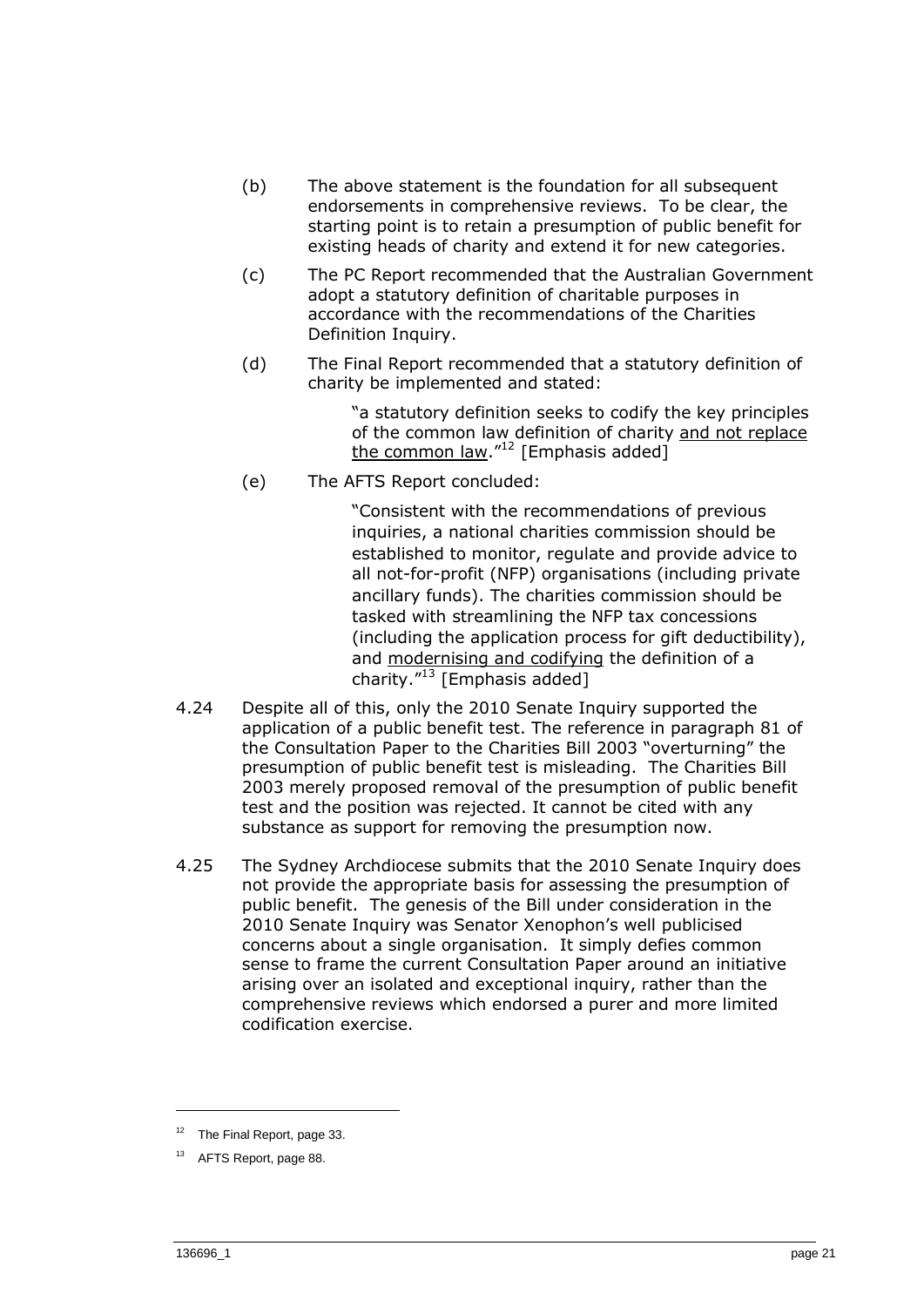(b) The above statement is the foundation for all subsequent endorsements in comprehensive reviews. To be clear, the starting point is to retain a presumption of public benefit for existing heads of charity and extend it for new categories.

(c) The PC Report recommended that the Australian Government adopt a statutory definition of charitable purposes in accordance with the recommendations of the Charities Definition Inquiry.

(d) The Final Report recommended that a statutory definition of charity be implemented and stated:

> "a statutory definition seeks to codify the key principles of the common law definition of charity <u>and not replace the common law</u>."[12] [Emphasis added]

(e) The AFTS Report concluded:

> "Consistent with the recommendations of previous inquiries, a national charities commission should be established to monitor, regulate and provide advice to all not-for-profit (NFP) organisations (including private ancillary funds). The charities commission should be tasked with streamlining the NFP tax concessions (including the application process for gift deductibility), and <u>modernising and codifying</u> the definition of a charity."[13] [Emphasis added]

4.24 Despite all of this, only the 2010 Senate Inquiry supported the application of a public benefit test. The reference in paragraph 81 of the Consultation Paper to the Charities Bill 2003 "overturning" the presumption of public benefit test is misleading. The Charities Bill 2003 merely proposed removal of the presumption of public benefit test and the position was rejected. It cannot be cited with any substance as support for removing the presumption now.

4.25 The Sydney Archdiocese submits that the 2010 Senate Inquiry does not provide the appropriate basis for assessing the presumption of public benefit. The genesis of the Bill under consideration in the 2010 Senate Inquiry was Senator Xenophon's well publicised concerns about a single organisation. It simply defies common sense to frame the current Consultation Paper around an initiative arising over an isolated and exceptional inquiry, rather than the comprehensive reviews which endorsed a purer and more limited codification exercise.

---

[12] The Final Report, page 33.

[13] AFTS Report, page 88.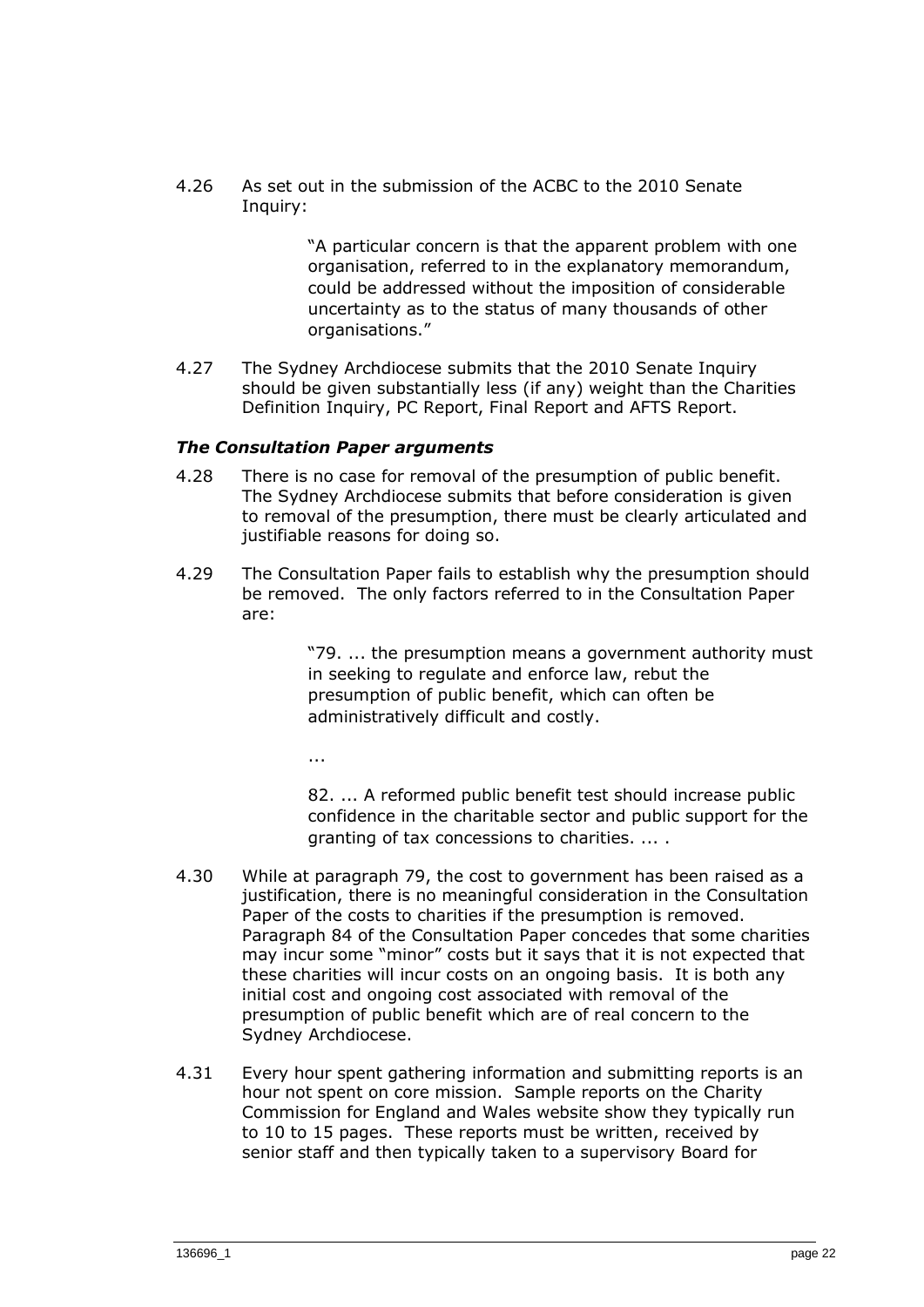4.26 As set out in the submission of the ACBC to the 2010 Senate Inquiry:

> "A particular concern is that the apparent problem with one organisation, referred to in the explanatory memorandum, could be addressed without the imposition of considerable uncertainty as to the status of many thousands of other organisations."

4.27 The Sydney Archdiocese submits that the 2010 Senate Inquiry should be given substantially less (if any) weight than the Charities Definition Inquiry, PC Report, Final Report and AFTS Report.

### *The Consultation Paper arguments*

4.28 There is no case for removal of the presumption of public benefit. The Sydney Archdiocese submits that before consideration is given to removal of the presumption, there must be clearly articulated and justifiable reasons for doing so.

4.29 The Consultation Paper fails to establish why the presumption should be removed. The only factors referred to in the Consultation Paper are:

> "79. ... the presumption means a government authority must in seeking to regulate and enforce law, rebut the presumption of public benefit, which can often be administratively difficult and costly.
>
> ...
>
> 82. ... A reformed public benefit test should increase public confidence in the charitable sector and public support for the granting of tax concessions to charities. ... .

4.30 While at paragraph 79, the cost to government has been raised as a justification, there is no meaningful consideration in the Consultation Paper of the costs to charities if the presumption is removed. Paragraph 84 of the Consultation Paper concedes that some charities may incur some "minor" costs but it says that it is not expected that these charities will incur costs on an ongoing basis. It is both any initial cost and ongoing cost associated with removal of the presumption of public benefit which are of real concern to the Sydney Archdiocese.

4.31 Every hour spent gathering information and submitting reports is an hour not spent on core mission. Sample reports on the Charity Commission for England and Wales website show they typically run to 10 to 15 pages. These reports must be written, received by senior staff and then typically taken to a supervisory Board for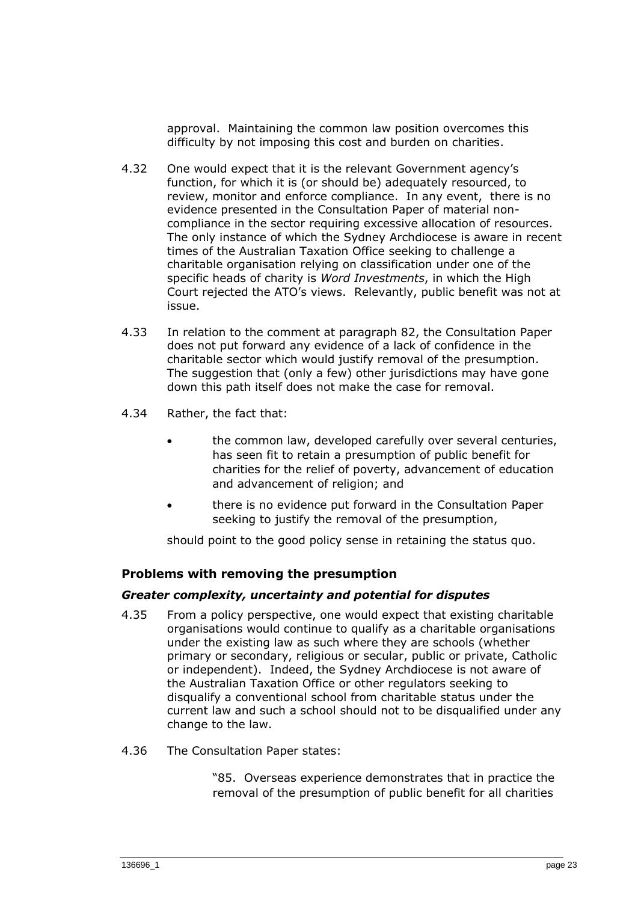approval. Maintaining the common law position overcomes this difficulty by not imposing this cost and burden on charities.

4.32 One would expect that it is the relevant Government agency's function, for which it is (or should be) adequately resourced, to review, monitor and enforce compliance. In any event, there is no evidence presented in the Consultation Paper of material non-compliance in the sector requiring excessive allocation of resources. The only instance of which the Sydney Archdiocese is aware in recent times of the Australian Taxation Office seeking to challenge a charitable organisation relying on classification under one of the specific heads of charity is *Word Investments*, in which the High Court rejected the ATO's views. Relevantly, public benefit was not at issue.

4.33 In relation to the comment at paragraph 82, the Consultation Paper does not put forward any evidence of a lack of confidence in the charitable sector which would justify removal of the presumption. The suggestion that (only a few) other jurisdictions may have gone down this path itself does not make the case for removal.

4.34 Rather, the fact that:

- the common law, developed carefully over several centuries, has seen fit to retain a presumption of public benefit for charities for the relief of poverty, advancement of education and advancement of religion; and
- there is no evidence put forward in the Consultation Paper seeking to justify the removal of the presumption,

should point to the good policy sense in retaining the status quo.

### Problems with removing the presumption

#### *Greater complexity, uncertainty and potential for disputes*

4.35 From a policy perspective, one would expect that existing charitable organisations would continue to qualify as a charitable organisations under the existing law as such where they are schools (whether primary or secondary, religious or secular, public or private, Catholic or independent). Indeed, the Sydney Archdiocese is not aware of the Australian Taxation Office or other regulators seeking to disqualify a conventional school from charitable status under the current law and such a school should not to be disqualified under any change to the law.

4.36 The Consultation Paper states:

> "85. Overseas experience demonstrates that in practice the removal of the presumption of public benefit for all charities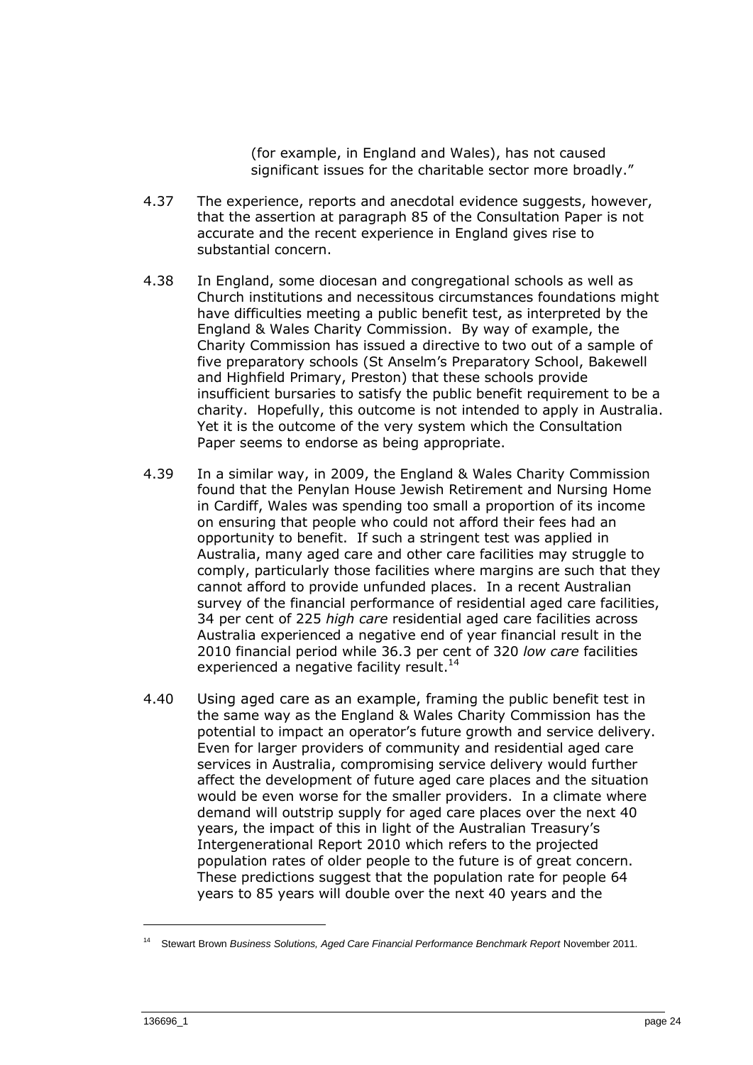(for example, in England and Wales), has not caused significant issues for the charitable sector more broadly."

4.37 The experience, reports and anecdotal evidence suggests, however, that the assertion at paragraph 85 of the Consultation Paper is not accurate and the recent experience in England gives rise to substantial concern.

4.38 In England, some diocesan and congregational schools as well as Church institutions and necessitous circumstances foundations might have difficulties meeting a public benefit test, as interpreted by the England & Wales Charity Commission. By way of example, the Charity Commission has issued a directive to two out of a sample of five preparatory schools (St Anselm's Preparatory School, Bakewell and Highfield Primary, Preston) that these schools provide insufficient bursaries to satisfy the public benefit requirement to be a charity. Hopefully, this outcome is not intended to apply in Australia. Yet it is the outcome of the very system which the Consultation Paper seems to endorse as being appropriate.

4.39 In a similar way, in 2009, the England & Wales Charity Commission found that the Penylan House Jewish Retirement and Nursing Home in Cardiff, Wales was spending too small a proportion of its income on ensuring that people who could not afford their fees had an opportunity to benefit. If such a stringent test was applied in Australia, many aged care and other care facilities may struggle to comply, particularly those facilities where margins are such that they cannot afford to provide unfunded places. In a recent Australian survey of the financial performance of residential aged care facilities, 34 per cent of 225 *high care* residential aged care facilities across Australia experienced a negative end of year financial result in the 2010 financial period while 36.3 per cent of 320 *low care* facilities experienced a negative facility result.[14]

4.40 Using aged care as an example, framing the public benefit test in the same way as the England & Wales Charity Commission has the potential to impact an operator's future growth and service delivery. Even for larger providers of community and residential aged care services in Australia, compromising service delivery would further affect the development of future aged care places and the situation would be even worse for the smaller providers. In a climate where demand will outstrip supply for aged care places over the next 40 years, the impact of this in light of the Australian Treasury's Intergenerational Report 2010 which refers to the projected population rates of older people to the future is of great concern. These predictions suggest that the population rate for people 64 years to 85 years will double over the next 40 years and the

---

[14] Stewart Brown *Business Solutions, Aged Care Financial Performance Benchmark Report* November 2011.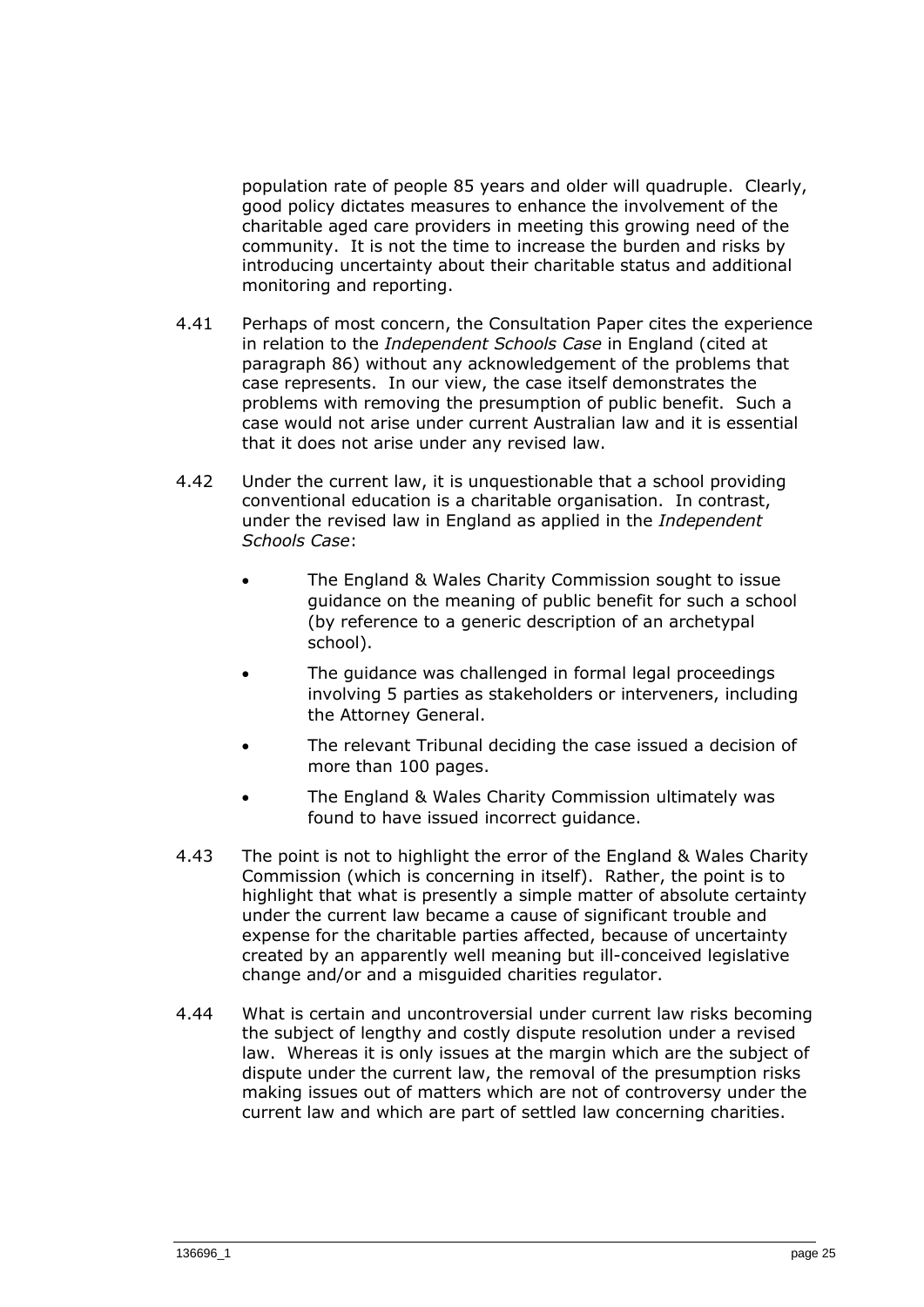population rate of people 85 years and older will quadruple. Clearly, good policy dictates measures to enhance the involvement of the charitable aged care providers in meeting this growing need of the community. It is not the time to increase the burden and risks by introducing uncertainty about their charitable status and additional monitoring and reporting.

4.41 Perhaps of most concern, the Consultation Paper cites the experience in relation to the *Independent Schools Case* in England (cited at paragraph 86) without any acknowledgement of the problems that case represents. In our view, the case itself demonstrates the problems with removing the presumption of public benefit. Such a case would not arise under current Australian law and it is essential that it does not arise under any revised law.

4.42 Under the current law, it is unquestionable that a school providing conventional education is a charitable organisation. In contrast, under the revised law in England as applied in the *Independent Schools Case*:

- The England & Wales Charity Commission sought to issue guidance on the meaning of public benefit for such a school (by reference to a generic description of an archetypal school).
- The guidance was challenged in formal legal proceedings involving 5 parties as stakeholders or interveners, including the Attorney General.
- The relevant Tribunal deciding the case issued a decision of more than 100 pages.
- The England & Wales Charity Commission ultimately was found to have issued incorrect guidance.

4.43 The point is not to highlight the error of the England & Wales Charity Commission (which is concerning in itself). Rather, the point is to highlight that what is presently a simple matter of absolute certainty under the current law became a cause of significant trouble and expense for the charitable parties affected, because of uncertainty created by an apparently well meaning but ill-conceived legislative change and/or and a misguided charities regulator.

4.44 What is certain and uncontroversial under current law risks becoming the subject of lengthy and costly dispute resolution under a revised law. Whereas it is only issues at the margin which are the subject of dispute under the current law, the removal of the presumption risks making issues out of matters which are not of controversy under the current law and which are part of settled law concerning charities.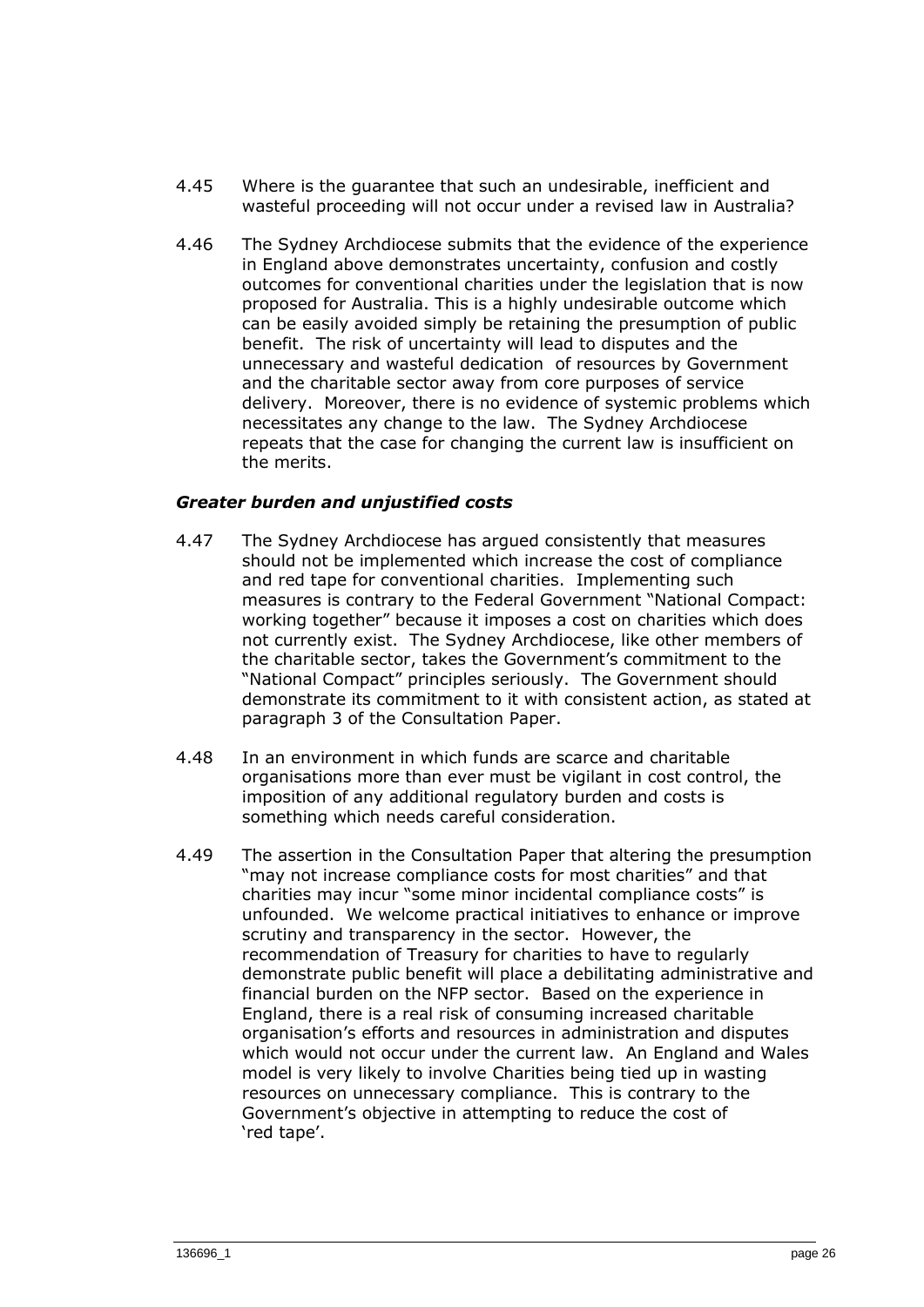4.45 Where is the guarantee that such an undesirable, inefficient and wasteful proceeding will not occur under a revised law in Australia?

4.46 The Sydney Archdiocese submits that the evidence of the experience in England above demonstrates uncertainty, confusion and costly outcomes for conventional charities under the legislation that is now proposed for Australia. This is a highly undesirable outcome which can be easily avoided simply be retaining the presumption of public benefit. The risk of uncertainty will lead to disputes and the unnecessary and wasteful dedication of resources by Government and the charitable sector away from core purposes of service delivery. Moreover, there is no evidence of systemic problems which necessitates any change to the law. The Sydney Archdiocese repeats that the case for changing the current law is insufficient on the merits.

### *Greater burden and unjustified costs*

4.47 The Sydney Archdiocese has argued consistently that measures should not be implemented which increase the cost of compliance and red tape for conventional charities. Implementing such measures is contrary to the Federal Government "National Compact: working together" because it imposes a cost on charities which does not currently exist. The Sydney Archdiocese, like other members of the charitable sector, takes the Government's commitment to the "National Compact" principles seriously. The Government should demonstrate its commitment to it with consistent action, as stated at paragraph 3 of the Consultation Paper.

4.48 In an environment in which funds are scarce and charitable organisations more than ever must be vigilant in cost control, the imposition of any additional regulatory burden and costs is something which needs careful consideration.

4.49 The assertion in the Consultation Paper that altering the presumption "may not increase compliance costs for most charities" and that charities may incur "some minor incidental compliance costs" is unfounded. We welcome practical initiatives to enhance or improve scrutiny and transparency in the sector. However, the recommendation of Treasury for charities to have to regularly demonstrate public benefit will place a debilitating administrative and financial burden on the NFP sector. Based on the experience in England, there is a real risk of consuming increased charitable organisation's efforts and resources in administration and disputes which would not occur under the current law. An England and Wales model is very likely to involve Charities being tied up in wasting resources on unnecessary compliance. This is contrary to the Government's objective in attempting to reduce the cost of 'red tape'.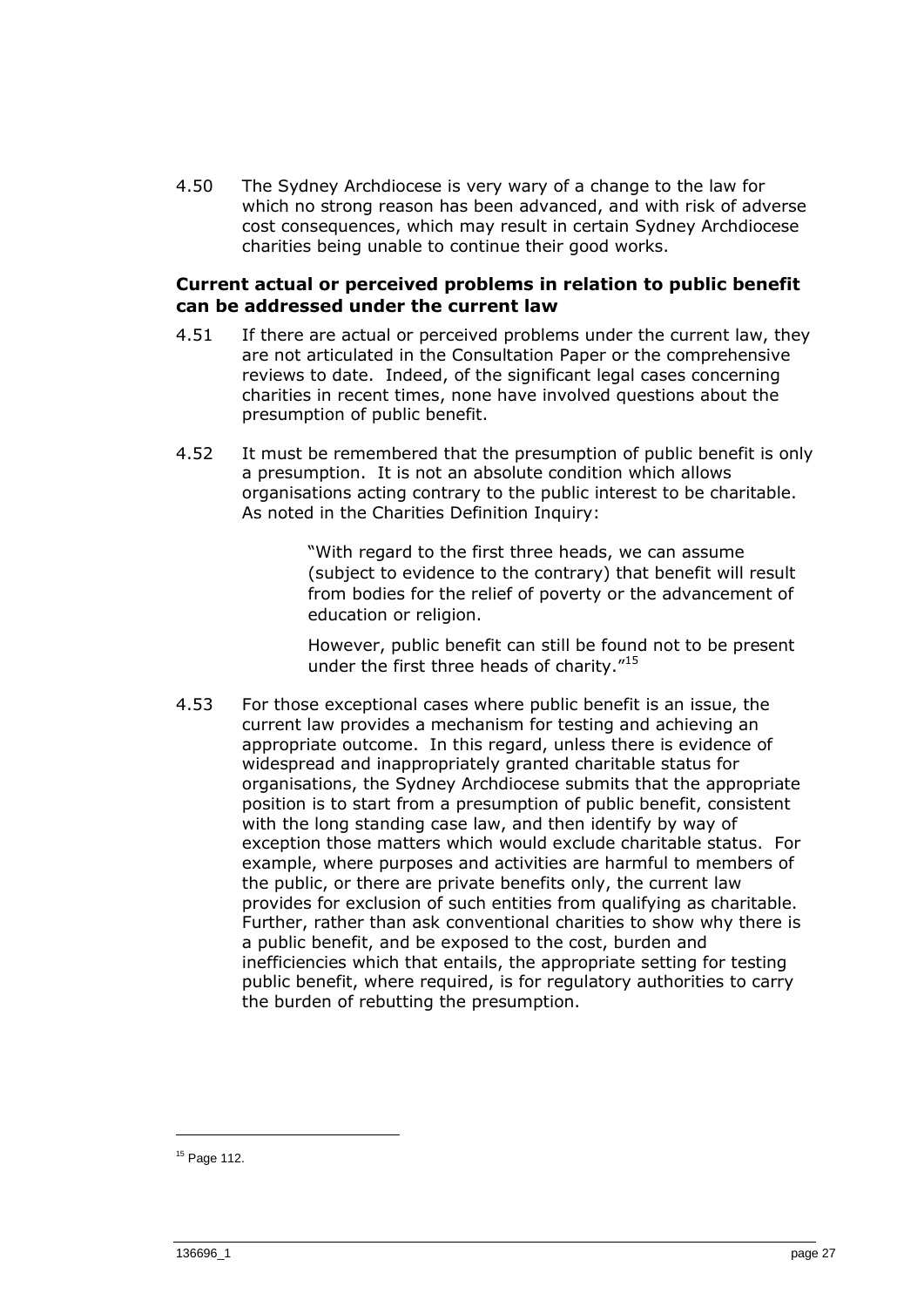4.50 The Sydney Archdiocese is very wary of a change to the law for which no strong reason has been advanced, and with risk of adverse cost consequences, which may result in certain Sydney Archdiocese charities being unable to continue their good works.

### Current actual or perceived problems in relation to public benefit can be addressed under the current law

4.51 If there are actual or perceived problems under the current law, they are not articulated in the Consultation Paper or the comprehensive reviews to date. Indeed, of the significant legal cases concerning charities in recent times, none have involved questions about the presumption of public benefit.

4.52 It must be remembered that the presumption of public benefit is only a presumption. It is not an absolute condition which allows organisations acting contrary to the public interest to be charitable. As noted in the Charities Definition Inquiry:

> "With regard to the first three heads, we can assume (subject to evidence to the contrary) that benefit will result from bodies for the relief of poverty or the advancement of education or religion.
>
> However, public benefit can still be found not to be present under the first three heads of charity."[15]

4.53 For those exceptional cases where public benefit is an issue, the current law provides a mechanism for testing and achieving an appropriate outcome. In this regard, unless there is evidence of widespread and inappropriately granted charitable status for organisations, the Sydney Archdiocese submits that the appropriate position is to start from a presumption of public benefit, consistent with the long standing case law, and then identify by way of exception those matters which would exclude charitable status. For example, where purposes and activities are harmful to members of the public, or there are private benefits only, the current law provides for exclusion of such entities from qualifying as charitable. Further, rather than ask conventional charities to show why there is a public benefit, and be exposed to the cost, burden and inefficiencies which that entails, the appropriate setting for testing public benefit, where required, is for regulatory authorities to carry the burden of rebutting the presumption.

---

[15] Page 112.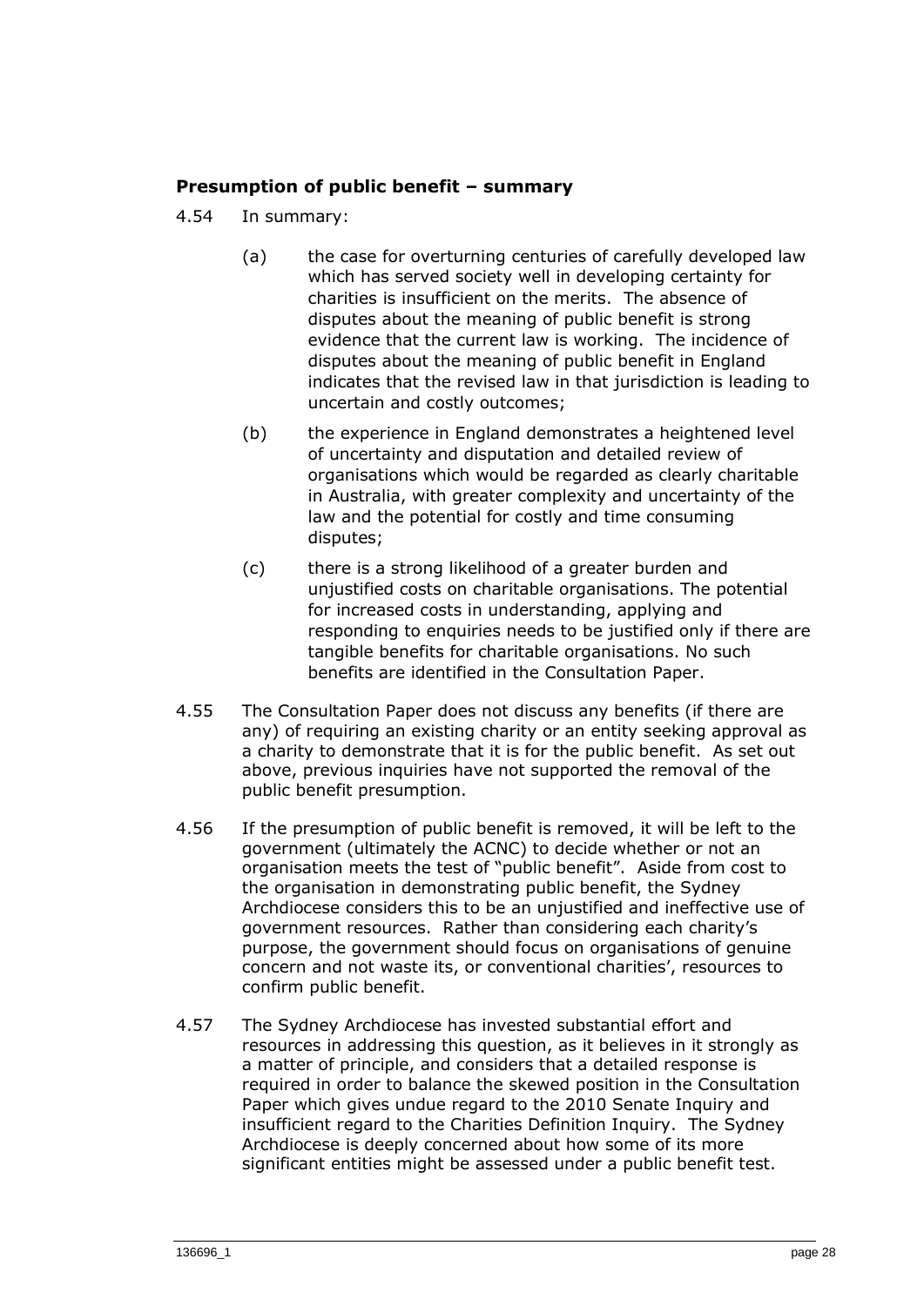### Presumption of public benefit – summary

4.54 In summary:

(a) the case for overturning centuries of carefully developed law which has served society well in developing certainty for charities is insufficient on the merits. The absence of disputes about the meaning of public benefit is strong evidence that the current law is working. The incidence of disputes about the meaning of public benefit in England indicates that the revised law in that jurisdiction is leading to uncertain and costly outcomes;

(b) the experience in England demonstrates a heightened level of uncertainty and disputation and detailed review of organisations which would be regarded as clearly charitable in Australia, with greater complexity and uncertainty of the law and the potential for costly and time consuming disputes;

(c) there is a strong likelihood of a greater burden and unjustified costs on charitable organisations. The potential for increased costs in understanding, applying and responding to enquiries needs to be justified only if there are tangible benefits for charitable organisations. No such benefits are identified in the Consultation Paper.

4.55 The Consultation Paper does not discuss any benefits (if there are any) of requiring an existing charity or an entity seeking approval as a charity to demonstrate that it is for the public benefit. As set out above, previous inquiries have not supported the removal of the public benefit presumption.

4.56 If the presumption of public benefit is removed, it will be left to the government (ultimately the ACNC) to decide whether or not an organisation meets the test of "public benefit". Aside from cost to the organisation in demonstrating public benefit, the Sydney Archdiocese considers this to be an unjustified and ineffective use of government resources. Rather than considering each charity's purpose, the government should focus on organisations of genuine concern and not waste its, or conventional charities', resources to confirm public benefit.

4.57 The Sydney Archdiocese has invested substantial effort and resources in addressing this question, as it believes in it strongly as a matter of principle, and considers that a detailed response is required in order to balance the skewed position in the Consultation Paper which gives undue regard to the 2010 Senate Inquiry and insufficient regard to the Charities Definition Inquiry. The Sydney Archdiocese is deeply concerned about how some of its more significant entities might be assessed under a public benefit test.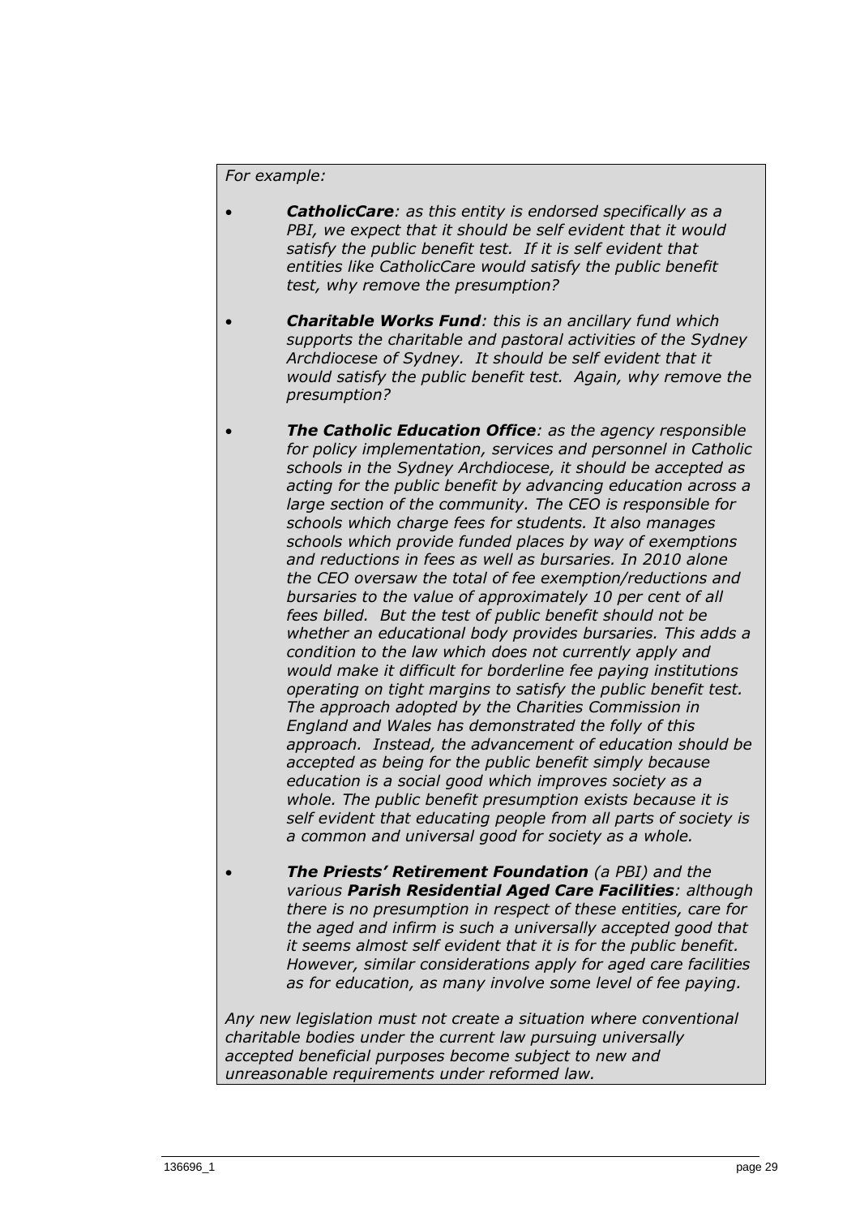*For example:*

- ***CatholicCare**: as this entity is endorsed specifically as a PBI, we expect that it should be self evident that it would satisfy the public benefit test. If it is self evident that entities like CatholicCare would satisfy the public benefit test, why remove the presumption?*

- ***Charitable Works Fund**: this is an ancillary fund which supports the charitable and pastoral activities of the Sydney Archdiocese of Sydney. It should be self evident that it would satisfy the public benefit test. Again, why remove the presumption?*

- ***The Catholic Education Office**: as the agency responsible for policy implementation, services and personnel in Catholic schools in the Sydney Archdiocese, it should be accepted as acting for the public benefit by advancing education across a large section of the community. The CEO is responsible for schools which charge fees for students. It also manages schools which provide funded places by way of exemptions and reductions in fees as well as bursaries. In 2010 alone the CEO oversaw the total of fee exemption/reductions and bursaries to the value of approximately 10 per cent of all fees billed. But the test of public benefit should not be whether an educational body provides bursaries. This adds a condition to the law which does not currently apply and would make it difficult for borderline fee paying institutions operating on tight margins to satisfy the public benefit test. The approach adopted by the Charities Commission in England and Wales has demonstrated the folly of this approach. Instead, the advancement of education should be accepted as being for the public benefit simply because education is a social good which improves society as a whole. The public benefit presumption exists because it is self evident that educating people from all parts of society is a common and universal good for society as a whole.*

- ***The Priests' Retirement Foundation** (a PBI) and the various **Parish Residential Aged Care Facilities**: although there is no presumption in respect of these entities, care for the aged and infirm is such a universally accepted good that it seems almost self evident that it is for the public benefit. However, similar considerations apply for aged care facilities as for education, as many involve some level of fee paying.*

*Any new legislation must not create a situation where conventional charitable bodies under the current law pursuing universally accepted beneficial purposes become subject to new and unreasonable requirements under reformed law.*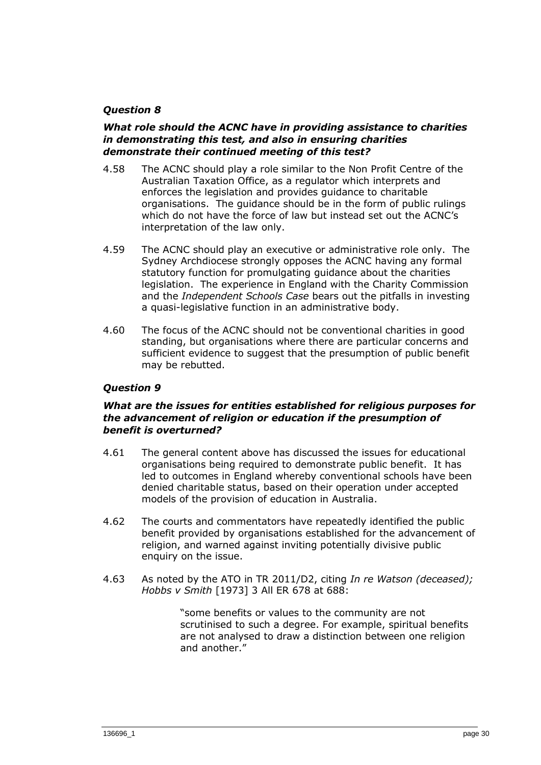### *Question 8*

***What role should the ACNC have in providing assistance to charities in demonstrating this test, and also in ensuring charities demonstrate their continued meeting of this test?***

4.58 The ACNC should play a role similar to the Non Profit Centre of the Australian Taxation Office, as a regulator which interprets and enforces the legislation and provides guidance to charitable organisations. The guidance should be in the form of public rulings which do not have the force of law but instead set out the ACNC's interpretation of the law only.

4.59 The ACNC should play an executive or administrative role only. The Sydney Archdiocese strongly opposes the ACNC having any formal statutory function for promulgating guidance about the charities legislation. The experience in England with the Charity Commission and the *Independent Schools Case* bears out the pitfalls in investing a quasi-legislative function in an administrative body.

4.60 The focus of the ACNC should not be conventional charities in good standing, but organisations where there are particular concerns and sufficient evidence to suggest that the presumption of public benefit may be rebutted.

### *Question 9*

***What are the issues for entities established for religious purposes for the advancement of religion or education if the presumption of benefit is overturned?***

4.61 The general content above has discussed the issues for educational organisations being required to demonstrate public benefit. It has led to outcomes in England whereby conventional schools have been denied charitable status, based on their operation under accepted models of the provision of education in Australia.

4.62 The courts and commentators have repeatedly identified the public benefit provided by organisations established for the advancement of religion, and warned against inviting potentially divisive public enquiry on the issue.

4.63 As noted by the ATO in TR 2011/D2, citing *In re Watson (deceased); Hobbs v Smith* [1973] 3 All ER 678 at 688:

> "some benefits or values to the community are not scrutinised to such a degree. For example, spiritual benefits are not analysed to draw a distinction between one religion and another."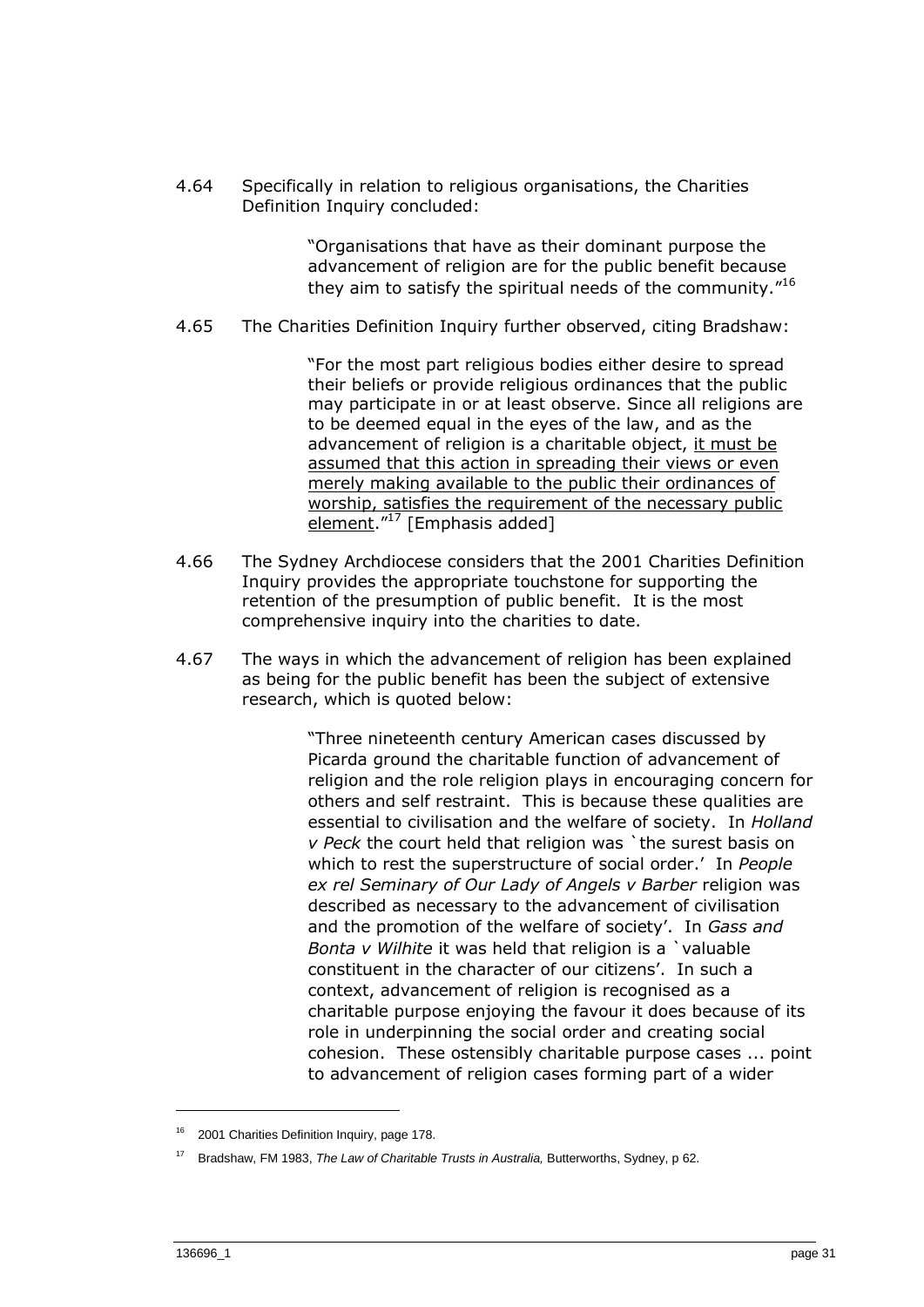4.64 Specifically in relation to religious organisations, the Charities Definition Inquiry concluded:

> "Organisations that have as their dominant purpose the advancement of religion are for the public benefit because they aim to satisfy the spiritual needs of the community."[16]

4.65 The Charities Definition Inquiry further observed, citing Bradshaw:

> "For the most part religious bodies either desire to spread their beliefs or provide religious ordinances that the public may participate in or at least observe. Since all religions are to be deemed equal in the eyes of the law, and as the advancement of religion is a charitable object, <u>it must be assumed that this action in spreading their views or even merely making available to the public their ordinances of worship, satisfies the requirement of the necessary public element</u>."[17] [Emphasis added]

4.66 The Sydney Archdiocese considers that the 2001 Charities Definition Inquiry provides the appropriate touchstone for supporting the retention of the presumption of public benefit. It is the most comprehensive inquiry into the charities to date.

4.67 The ways in which the advancement of religion has been explained as being for the public benefit has been the subject of extensive research, which is quoted below:

> "Three nineteenth century American cases discussed by Picarda ground the charitable function of advancement of religion and the role religion plays in encouraging concern for others and self restraint. This is because these qualities are essential to civilisation and the welfare of society. In *Holland v Peck* the court held that religion was `the surest basis on which to rest the superstructure of social order.' In *People ex rel Seminary of Our Lady of Angels v Barber* religion was described as necessary to the advancement of civilisation and the promotion of the welfare of society'. In *Gass and Bonta v Wilhite* it was held that religion is a `valuable constituent in the character of our citizens'. In such a context, advancement of religion is recognised as a charitable purpose enjoying the favour it does because of its role in underpinning the social order and creating social cohesion. These ostensibly charitable purpose cases ... point to advancement of religion cases forming part of a wider

---

[16] 2001 Charities Definition Inquiry, page 178.

[17] Bradshaw, FM 1983, *The Law of Charitable Trusts in Australia,* Butterworths, Sydney, p 62.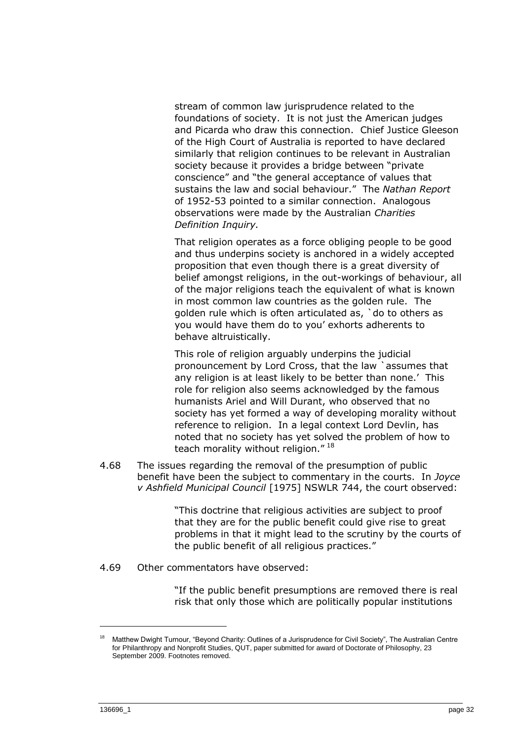> stream of common law jurisprudence related to the foundations of society. It is not just the American judges and Picarda who draw this connection. Chief Justice Gleeson of the High Court of Australia is reported to have declared similarly that religion continues to be relevant in Australian society because it provides a bridge between "private conscience" and "the general acceptance of values that sustains the law and social behaviour." The *Nathan Report* of 1952-53 pointed to a similar connection. Analogous observations were made by the Australian *Charities Definition Inquiry.*
>
> That religion operates as a force obliging people to be good and thus underpins society is anchored in a widely accepted proposition that even though there is a great diversity of belief amongst religions, in the out-workings of behaviour, all of the major religions teach the equivalent of what is known in most common law countries as the golden rule. The golden rule which is often articulated as, `do to others as you would have them do to you' exhorts adherents to behave altruistically.
>
> This role of religion arguably underpins the judicial pronouncement by Lord Cross, that the law `assumes that any religion is at least likely to be better than none.' This role for religion also seems acknowledged by the famous humanists Ariel and Will Durant, who observed that no society has yet formed a way of developing morality without reference to religion. In a legal context Lord Devlin, has noted that no society has yet solved the problem of how to teach morality without religion." [18]

4.68 The issues regarding the removal of the presumption of public benefit have been the subject to commentary in the courts. In *Joyce v Ashfield Municipal Council* [1975] NSWLR 744, the court observed:

> "This doctrine that religious activities are subject to proof that they are for the public benefit could give rise to great problems in that it might lead to the scrutiny by the courts of the public benefit of all religious practices."

4.69 Other commentators have observed:

> "If the public benefit presumptions are removed there is real risk that only those which are politically popular institutions

[18] Matthew Dwight Turnour, "Beyond Charity: Outlines of a Jurisprudence for Civil Society", The Australian Centre for Philanthropy and Nonprofit Studies, QUT, paper submitted for award of Doctorate of Philosophy, 23 September 2009. Footnotes removed.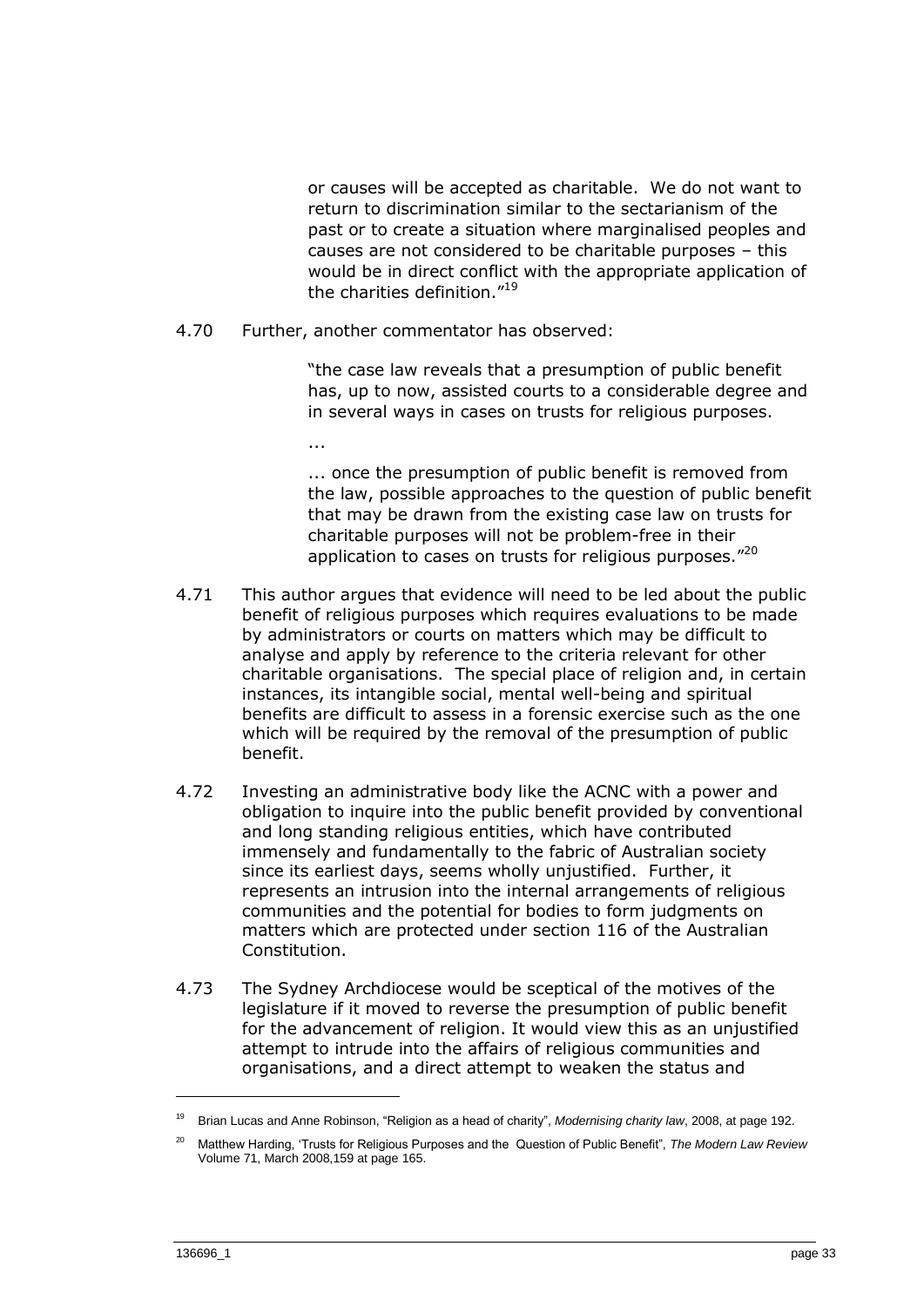or causes will be accepted as charitable. We do not want to return to discrimination similar to the sectarianism of the past or to create a situation where marginalised peoples and causes are not considered to be charitable purposes – this would be in direct conflict with the appropriate application of the charities definition."[19]

4.70 Further, another commentator has observed:

> "the case law reveals that a presumption of public benefit has, up to now, assisted courts to a considerable degree and in several ways in cases on trusts for religious purposes.
>
> ...
>
> ... once the presumption of public benefit is removed from the law, possible approaches to the question of public benefit that may be drawn from the existing case law on trusts for charitable purposes will not be problem-free in their application to cases on trusts for religious purposes."[20]

4.71 This author argues that evidence will need to be led about the public benefit of religious purposes which requires evaluations to be made by administrators or courts on matters which may be difficult to analyse and apply by reference to the criteria relevant for other charitable organisations. The special place of religion and, in certain instances, its intangible social, mental well-being and spiritual benefits are difficult to assess in a forensic exercise such as the one which will be required by the removal of the presumption of public benefit.

4.72 Investing an administrative body like the ACNC with a power and obligation to inquire into the public benefit provided by conventional and long standing religious entities, which have contributed immensely and fundamentally to the fabric of Australian society since its earliest days, seems wholly unjustified. Further, it represents an intrusion into the internal arrangements of religious communities and the potential for bodies to form judgments on matters which are protected under section 116 of the Australian Constitution.

4.73 The Sydney Archdiocese would be sceptical of the motives of the legislature if it moved to reverse the presumption of public benefit for the advancement of religion. It would view this as an unjustified attempt to intrude into the affairs of religious communities and organisations, and a direct attempt to weaken the status and

---

[19] Brian Lucas and Anne Robinson, "Religion as a head of charity", *Modernising charity law*, 2008, at page 192.

[20] Matthew Harding, 'Trusts for Religious Purposes and the Question of Public Benefit", *The Modern Law Review* Volume 71, March 2008,159 at page 165.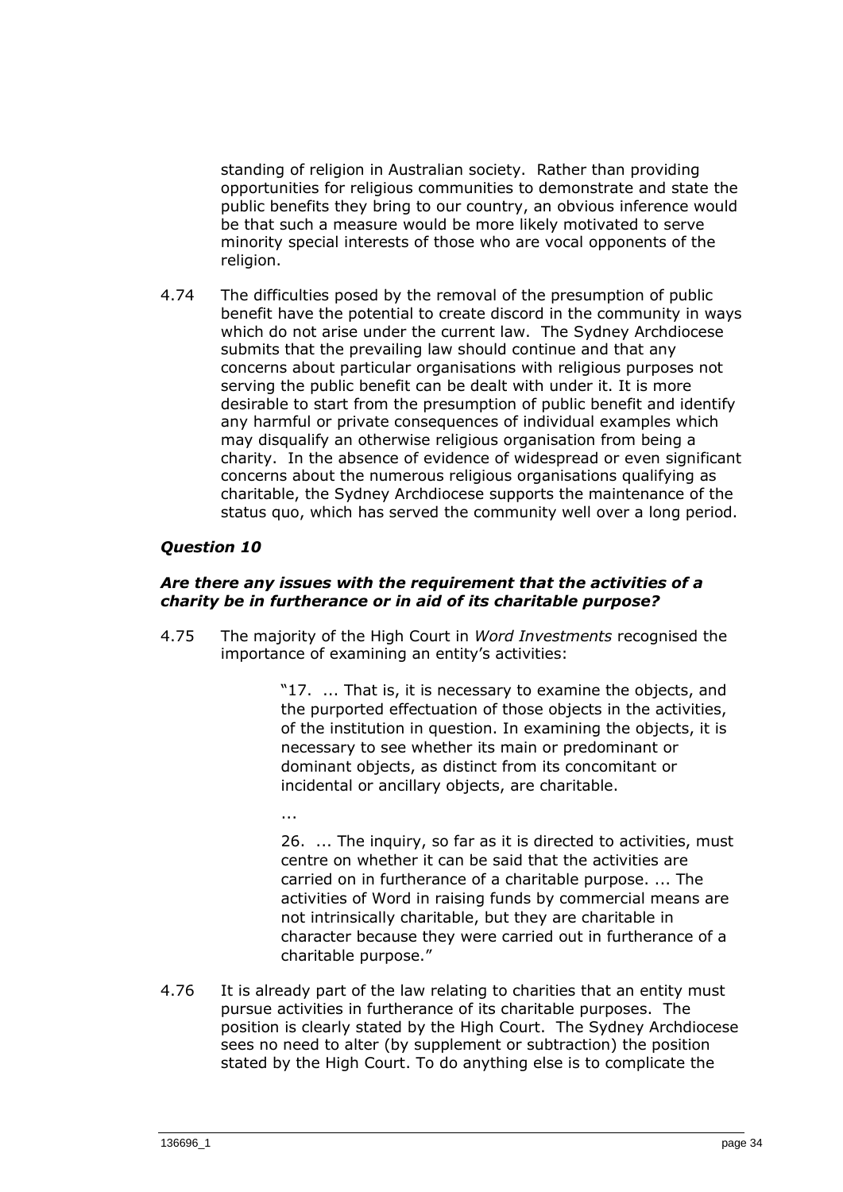standing of religion in Australian society. Rather than providing opportunities for religious communities to demonstrate and state the public benefits they bring to our country, an obvious inference would be that such a measure would be more likely motivated to serve minority special interests of those who are vocal opponents of the religion.

4.74 The difficulties posed by the removal of the presumption of public benefit have the potential to create discord in the community in ways which do not arise under the current law. The Sydney Archdiocese submits that the prevailing law should continue and that any concerns about particular organisations with religious purposes not serving the public benefit can be dealt with under it. It is more desirable to start from the presumption of public benefit and identify any harmful or private consequences of individual examples which may disqualify an otherwise religious organisation from being a charity. In the absence of evidence of widespread or even significant concerns about the numerous religious organisations qualifying as charitable, the Sydney Archdiocese supports the maintenance of the status quo, which has served the community well over a long period.

### *Question 10*

***Are there any issues with the requirement that the activities of a charity be in furtherance or in aid of its charitable purpose?***

4.75 The majority of the High Court in *Word Investments* recognised the importance of examining an entity's activities:

> "17. ... That is, it is necessary to examine the objects, and the purported effectuation of those objects in the activities, of the institution in question. In examining the objects, it is necessary to see whether its main or predominant or dominant objects, as distinct from its concomitant or incidental or ancillary objects, are charitable.
>
> ...
>
> 26. ... The inquiry, so far as it is directed to activities, must centre on whether it can be said that the activities are carried on in furtherance of a charitable purpose. ... The activities of Word in raising funds by commercial means are not intrinsically charitable, but they are charitable in character because they were carried out in furtherance of a charitable purpose."

4.76 It is already part of the law relating to charities that an entity must pursue activities in furtherance of its charitable purposes. The position is clearly stated by the High Court. The Sydney Archdiocese sees no need to alter (by supplement or subtraction) the position stated by the High Court. To do anything else is to complicate the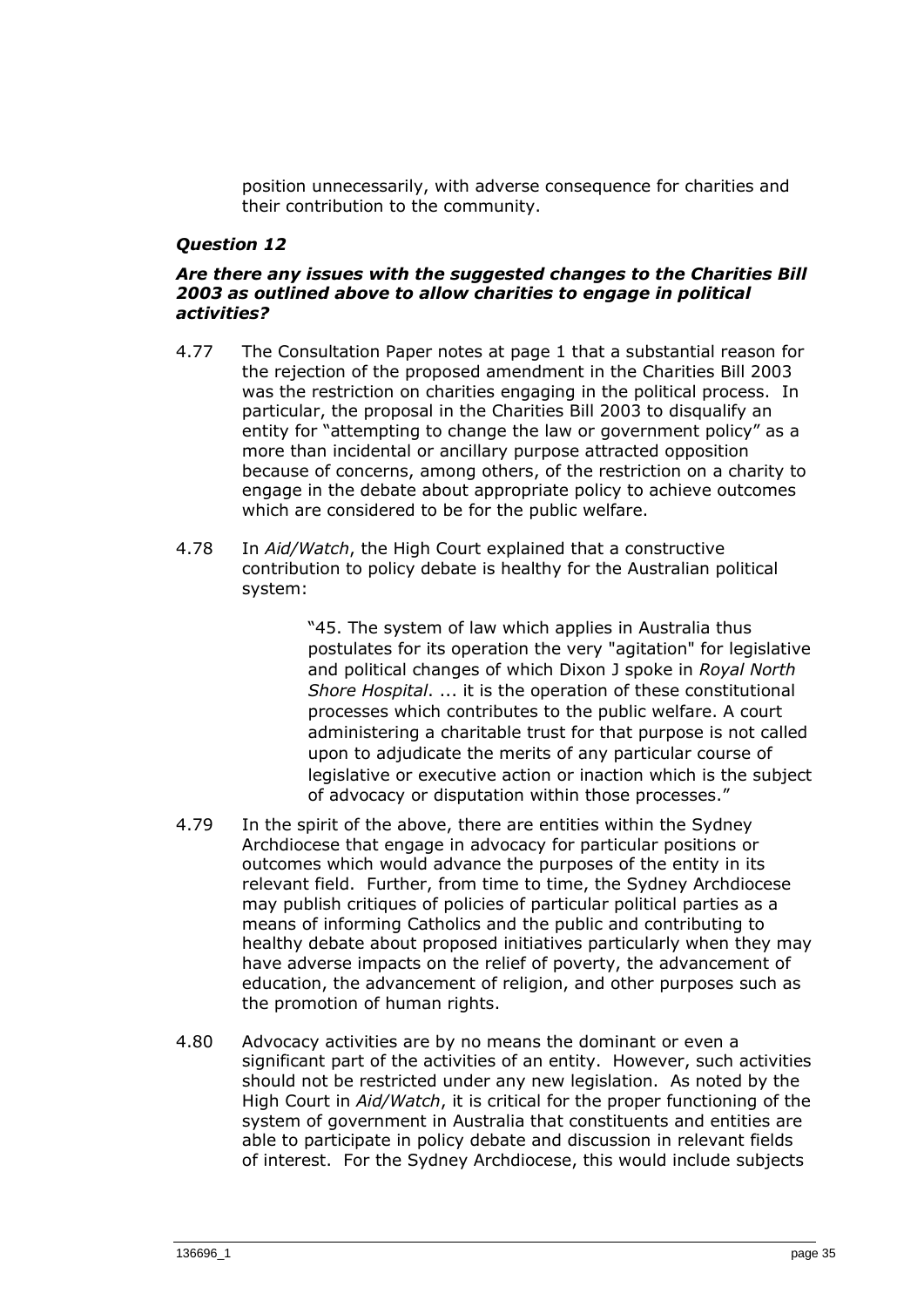position unnecessarily, with adverse consequence for charities and their contribution to the community.

### *Question 12*

***Are there any issues with the suggested changes to the Charities Bill 2003 as outlined above to allow charities to engage in political activities?***

4.77 The Consultation Paper notes at page 1 that a substantial reason for the rejection of the proposed amendment in the Charities Bill 2003 was the restriction on charities engaging in the political process. In particular, the proposal in the Charities Bill 2003 to disqualify an entity for "attempting to change the law or government policy" as a more than incidental or ancillary purpose attracted opposition because of concerns, among others, of the restriction on a charity to engage in the debate about appropriate policy to achieve outcomes which are considered to be for the public welfare.

4.78 In *Aid/Watch*, the High Court explained that a constructive contribution to policy debate is healthy for the Australian political system:

> "45. The system of law which applies in Australia thus postulates for its operation the very "agitation" for legislative and political changes of which Dixon J spoke in *Royal North Shore Hospital*. ... it is the operation of these constitutional processes which contributes to the public welfare. A court administering a charitable trust for that purpose is not called upon to adjudicate the merits of any particular course of legislative or executive action or inaction which is the subject of advocacy or disputation within those processes."

4.79 In the spirit of the above, there are entities within the Sydney Archdiocese that engage in advocacy for particular positions or outcomes which would advance the purposes of the entity in its relevant field. Further, from time to time, the Sydney Archdiocese may publish critiques of policies of particular political parties as a means of informing Catholics and the public and contributing to healthy debate about proposed initiatives particularly when they may have adverse impacts on the relief of poverty, the advancement of education, the advancement of religion, and other purposes such as the promotion of human rights.

4.80 Advocacy activities are by no means the dominant or even a significant part of the activities of an entity. However, such activities should not be restricted under any new legislation. As noted by the High Court in *Aid/Watch*, it is critical for the proper functioning of the system of government in Australia that constituents and entities are able to participate in policy debate and discussion in relevant fields of interest. For the Sydney Archdiocese, this would include subjects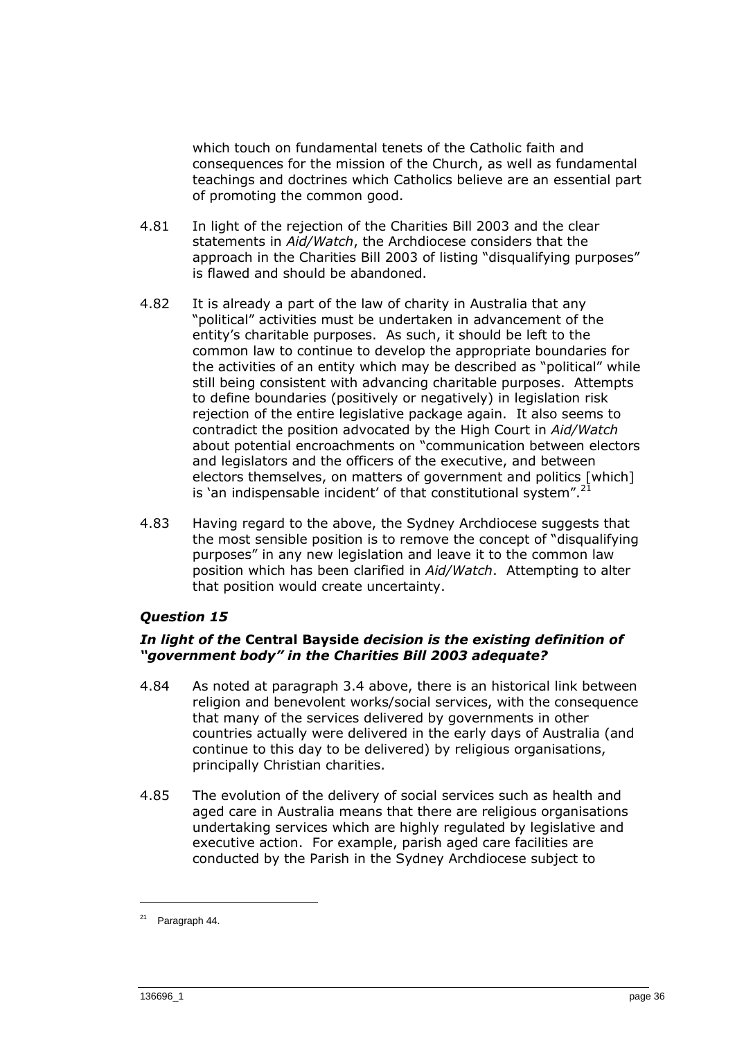which touch on fundamental tenets of the Catholic faith and consequences for the mission of the Church, as well as fundamental teachings and doctrines which Catholics believe are an essential part of promoting the common good.

4.81 In light of the rejection of the Charities Bill 2003 and the clear statements in *Aid/Watch*, the Archdiocese considers that the approach in the Charities Bill 2003 of listing "disqualifying purposes" is flawed and should be abandoned.

4.82 It is already a part of the law of charity in Australia that any "political" activities must be undertaken in advancement of the entity's charitable purposes. As such, it should be left to the common law to continue to develop the appropriate boundaries for the activities of an entity which may be described as "political" while still being consistent with advancing charitable purposes. Attempts to define boundaries (positively or negatively) in legislation risk rejection of the entire legislative package again. It also seems to contradict the position advocated by the High Court in *Aid/Watch* about potential encroachments on "communication between electors and legislators and the officers of the executive, and between electors themselves, on matters of government and politics [which] is 'an indispensable incident' of that constitutional system".[21]

4.83 Having regard to the above, the Sydney Archdiocese suggests that the most sensible position is to remove the concept of "disqualifying purposes" in any new legislation and leave it to the common law position which has been clarified in *Aid/Watch*. Attempting to alter that position would create uncertainty.

### *Question 15*

#### *In light of the* **Central Bayside** *decision is the existing definition of "government body" in the Charities Bill 2003 adequate?*

4.84 As noted at paragraph 3.4 above, there is an historical link between religion and benevolent works/social services, with the consequence that many of the services delivered by governments in other countries actually were delivered in the early days of Australia (and continue to this day to be delivered) by religious organisations, principally Christian charities.

4.85 The evolution of the delivery of social services such as health and aged care in Australia means that there are religious organisations undertaking services which are highly regulated by legislative and executive action. For example, parish aged care facilities are conducted by the Parish in the Sydney Archdiocese subject to

---

[21] Paragraph 44.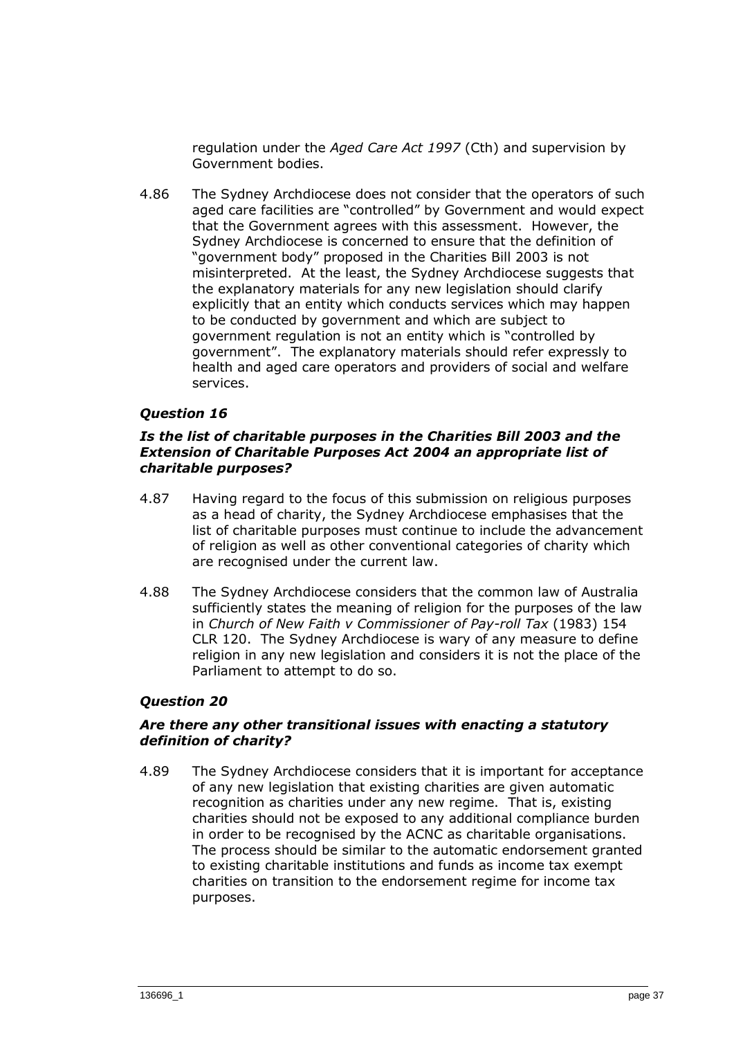regulation under the *Aged Care Act 1997* (Cth) and supervision by Government bodies.

4.86 The Sydney Archdiocese does not consider that the operators of such aged care facilities are "controlled" by Government and would expect that the Government agrees with this assessment. However, the Sydney Archdiocese is concerned to ensure that the definition of "government body" proposed in the Charities Bill 2003 is not misinterpreted. At the least, the Sydney Archdiocese suggests that the explanatory materials for any new legislation should clarify explicitly that an entity which conducts services which may happen to be conducted by government and which are subject to government regulation is not an entity which is "controlled by government". The explanatory materials should refer expressly to health and aged care operators and providers of social and welfare services.

### *Question 16*

***Is the list of charitable purposes in the Charities Bill 2003 and the Extension of Charitable Purposes Act 2004 an appropriate list of charitable purposes?***

4.87 Having regard to the focus of this submission on religious purposes as a head of charity, the Sydney Archdiocese emphasises that the list of charitable purposes must continue to include the advancement of religion as well as other conventional categories of charity which are recognised under the current law.

4.88 The Sydney Archdiocese considers that the common law of Australia sufficiently states the meaning of religion for the purposes of the law in *Church of New Faith v Commissioner of Pay-roll Tax* (1983) 154 CLR 120. The Sydney Archdiocese is wary of any measure to define religion in any new legislation and considers it is not the place of the Parliament to attempt to do so.

### *Question 20*

***Are there any other transitional issues with enacting a statutory definition of charity?***

4.89 The Sydney Archdiocese considers that it is important for acceptance of any new legislation that existing charities are given automatic recognition as charities under any new regime. That is, existing charities should not be exposed to any additional compliance burden in order to be recognised by the ACNC as charitable organisations. The process should be similar to the automatic endorsement granted to existing charitable institutions and funds as income tax exempt charities on transition to the endorsement regime for income tax purposes.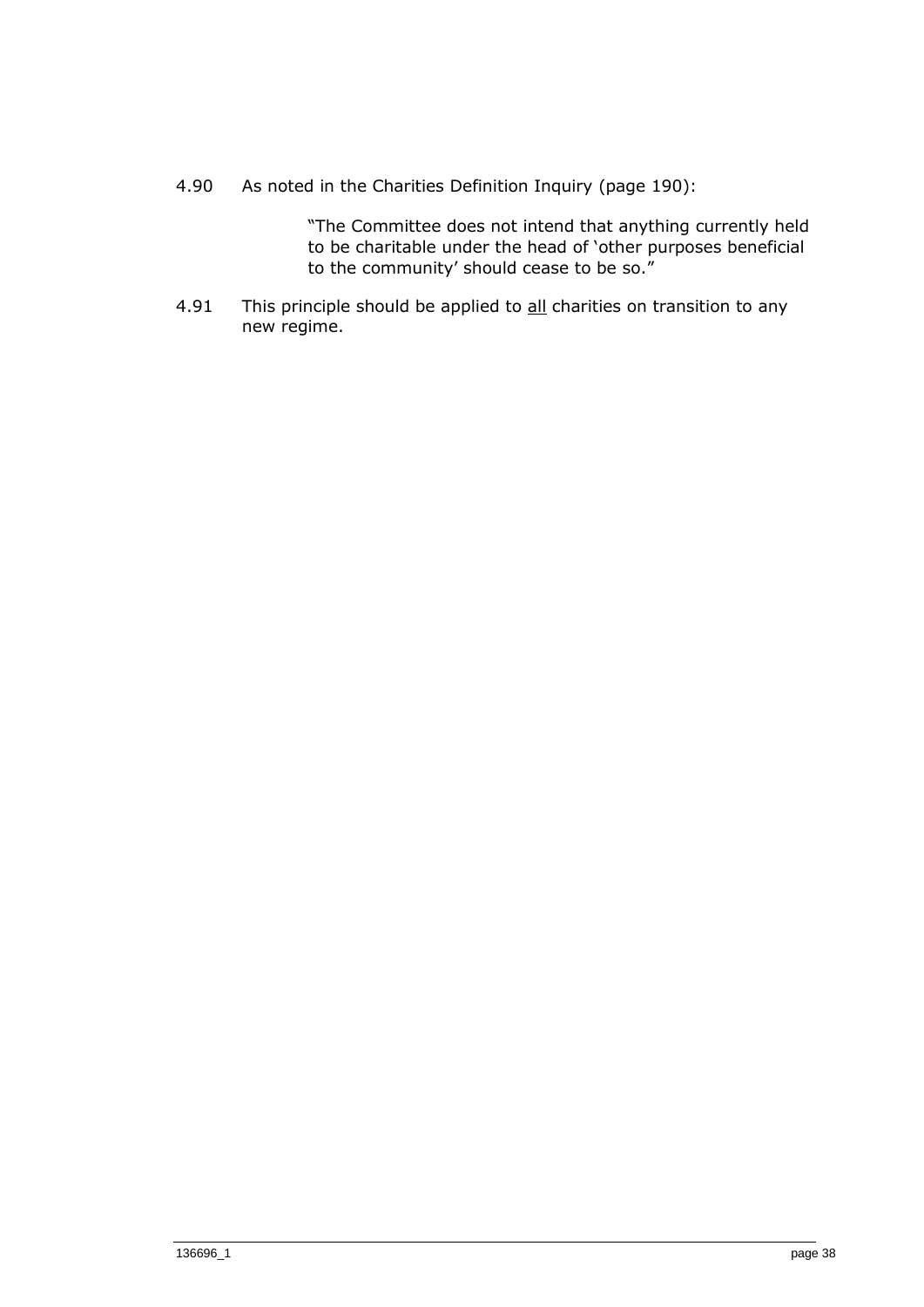4.90 As noted in the Charities Definition Inquiry (page 190):

> "The Committee does not intend that anything currently held to be charitable under the head of 'other purposes beneficial to the community' should cease to be so."

4.91 This principle should be applied to <u>all</u> charities on transition to any new regime.